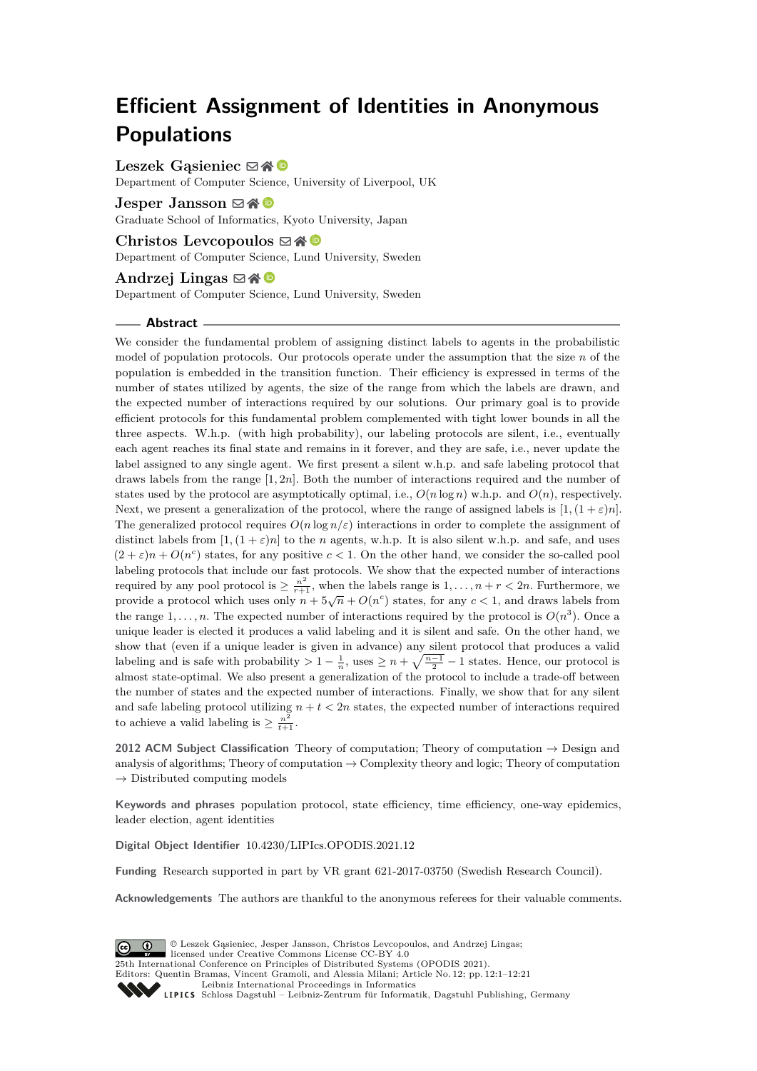# Efficient Assignment of Identities in Anonymous Populations

**Leszek Gąsieniec**
Department of Computer Science, University of Liverpool, UK

**Jesper Jansson**
Graduate School of Informatics, Kyoto University, Japan

**Christos Levcopoulos**
Department of Computer Science, Lund University, Sweden

**Andrzej Lingas**
Department of Computer Science, Lund University, Sweden

## Abstract

We consider the fundamental problem of assigning distinct labels to agents in the probabilistic model of population protocols. Our protocols operate under the assumption that the size $n$ of the population is embedded in the transition function. Their efficiency is expressed in terms of the number of states utilized by agents, the size of the range from which the labels are drawn, and the expected number of interactions required by our solutions. Our primary goal is to provide efficient protocols for this fundamental problem complemented with tight lower bounds in all the three aspects. W.h.p. (with high probability), our labeling protocols are silent, i.e., eventually each agent reaches its final state and remains in it forever, and they are safe, i.e., never update the label assigned to any single agent. We first present a silent w.h.p. and safe labeling protocol that draws labels from the range $[1, 2n]$. Both the number of interactions required and the number of states used by the protocol are asymptotically optimal, i.e., $O(n \log n)$ w.h.p. and $O(n)$, respectively. Next, we present a generalization of the protocol, where the range of assigned labels is $[1, (1+\varepsilon)n]$. The generalized protocol requires $O(n \log n/\varepsilon)$ interactions in order to complete the assignment of distinct labels from $[1, (1+\varepsilon)n]$ to the $n$ agents, w.h.p. It is also silent w.h.p. and safe, and uses $(2+\varepsilon)n + O(n^c)$ states, for any positive $c < 1$. On the other hand, we consider the so-called pool labeling protocols that include our fast protocols. We show that the expected number of interactions required by any pool protocol is $\geq \frac{n^2}{r+1}$, when the labels range is $1, \ldots, n+r < 2n$. Furthermore, we provide a protocol which uses only $n + 5\sqrt{n} + O(n^c)$ states, for any $c < 1$, and draws labels from the range $1, \ldots, n$. The expected number of interactions required by the protocol is $O(n^3)$. Once a unique leader is elected it produces a valid labeling and it is silent and safe. On the other hand, we show that (even if a unique leader is given in advance) any silent protocol that produces a valid labeling and is safe with probability $> 1 - \frac{1}{n}$, uses $\geq n + \sqrt{\frac{n-1}{2}} - 1$ states. Hence, our protocol is almost state-optimal. We also present a generalization of the protocol to include a trade-off between the number of states and the expected number of interactions. Finally, we show that for any silent and safe labeling protocol utilizing $n + t < 2n$ states, the expected number of interactions required to achieve a valid labeling is $\geq \frac{n^2}{t+1}$.

**2012 ACM Subject Classification** Theory of computation; Theory of computation → Design and analysis of algorithms; Theory of computation → Complexity theory and logic; Theory of computation → Distributed computing models

**Keywords and phrases** population protocol, state efficiency, time efficiency, one-way epidemics, leader election, agent identities

**Digital Object Identifier** 10.4230/LIPIcs.OPODIS.2021.12

**Funding** Research supported in part by VR grant 621-2017-03750 (Swedish Research Council).

**Acknowledgements** The authors are thankful to the anonymous referees for their valuable comments.

© Leszek Gąsieniec, Jesper Jansson, Christos Levcopoulos, and Andrzej Lingas; licensed under Creative Commons License CC-BY 4.0
25th International Conference on Principles of Distributed Systems (OPODIS 2021).
Editors: Quentin Bramas, Vincent Gramoli, and Alessia Milani; Article No. 12; pp. 12:1–12:21
Leibniz International Proceedings in Informatics
Schloss Dagstuhl – Leibniz-Zentrum für Informatik, Dagstuhl Publishing, Germany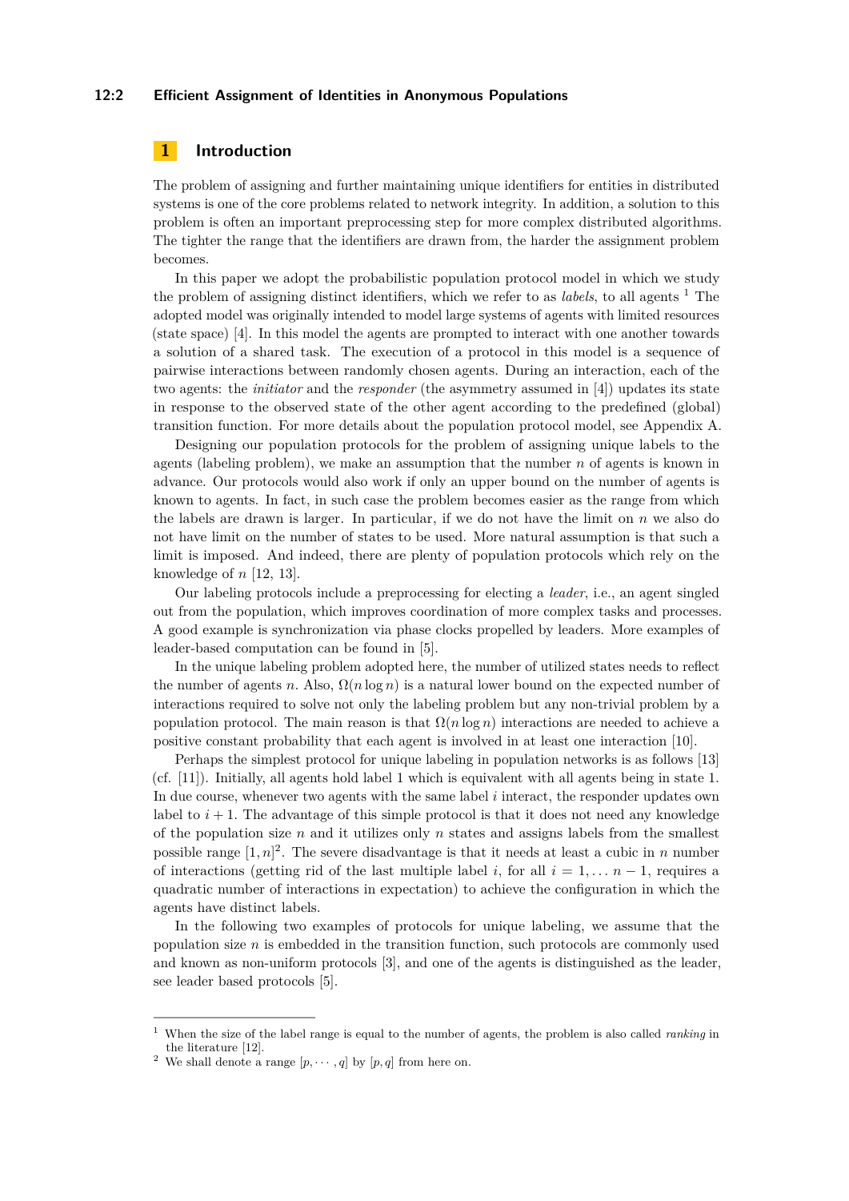# 1 Introduction

The problem of assigning and further maintaining unique identifiers for entities in distributed systems is one of the core problems related to network integrity. In addition, a solution to this problem is often an important preprocessing step for more complex distributed algorithms. The tighter the range that the identifiers are drawn from, the harder the assignment problem becomes.

In this paper we adopt the probabilistic population protocol model in which we study the problem of assigning distinct identifiers, which we refer to as *labels*, to all agents [1] The adopted model was originally intended to model large systems of agents with limited resources (state space) [4]. In this model the agents are prompted to interact with one another towards a solution of a shared task. The execution of a protocol in this model is a sequence of pairwise interactions between randomly chosen agents. During an interaction, each of the two agents: the *initiator* and the *responder* (the asymmetry assumed in [4]) updates its state in response to the observed state of the other agent according to the predefined (global) transition function. For more details about the population protocol model, see Appendix A.

Designing our population protocols for the problem of assigning unique labels to the agents (labeling problem), we make an assumption that the number $n$ of agents is known in advance. Our protocols would also work if only an upper bound on the number of agents is known to agents. In fact, in such case the problem becomes easier as the range from which the labels are drawn is larger. In particular, if we do not have the limit on $n$ we also do not have limit on the number of states to be used. More natural assumption is that such a limit is imposed. And indeed, there are plenty of population protocols which rely on the knowledge of $n$ [12, 13].

Our labeling protocols include a preprocessing for electing a *leader*, i.e., an agent singled out from the population, which improves coordination of more complex tasks and processes. A good example is synchronization via phase clocks propelled by leaders. More examples of leader-based computation can be found in [5].

In the unique labeling problem adopted here, the number of utilized states needs to reflect the number of agents $n$. Also, $\Omega(n \log n)$ is a natural lower bound on the expected number of interactions required to solve not only the labeling problem but any non-trivial problem by a population protocol. The main reason is that $\Omega(n \log n)$ interactions are needed to achieve a positive constant probability that each agent is involved in at least one interaction [10].

Perhaps the simplest protocol for unique labeling in population networks is as follows [13] (cf. [11]). Initially, all agents hold label 1 which is equivalent with all agents being in state 1. In due course, whenever two agents with the same label $i$ interact, the responder updates own label to $i+1$. The advantage of this simple protocol is that it does not need any knowledge of the population size $n$ and it utilizes only $n$ states and assigns labels from the smallest possible range $[1, n]$[2]. The severe disadvantage is that it needs at least a cubic in $n$ number of interactions (getting rid of the last multiple label $i$, for all $i = 1, \ldots n-1$, requires a quadratic number of interactions in expectation) to achieve the configuration in which the agents have distinct labels.

In the following two examples of protocols for unique labeling, we assume that the population size $n$ is embedded in the transition function, such protocols are commonly used and known as non-uniform protocols [3], and one of the agents is distinguished as the leader, see leader based protocols [5].

---

[1] When the size of the label range is equal to the number of agents, the problem is also called *ranking* in the literature [12].

[2] We shall denote a range $[p, \cdots, q]$ by $[p, q]$ from here on.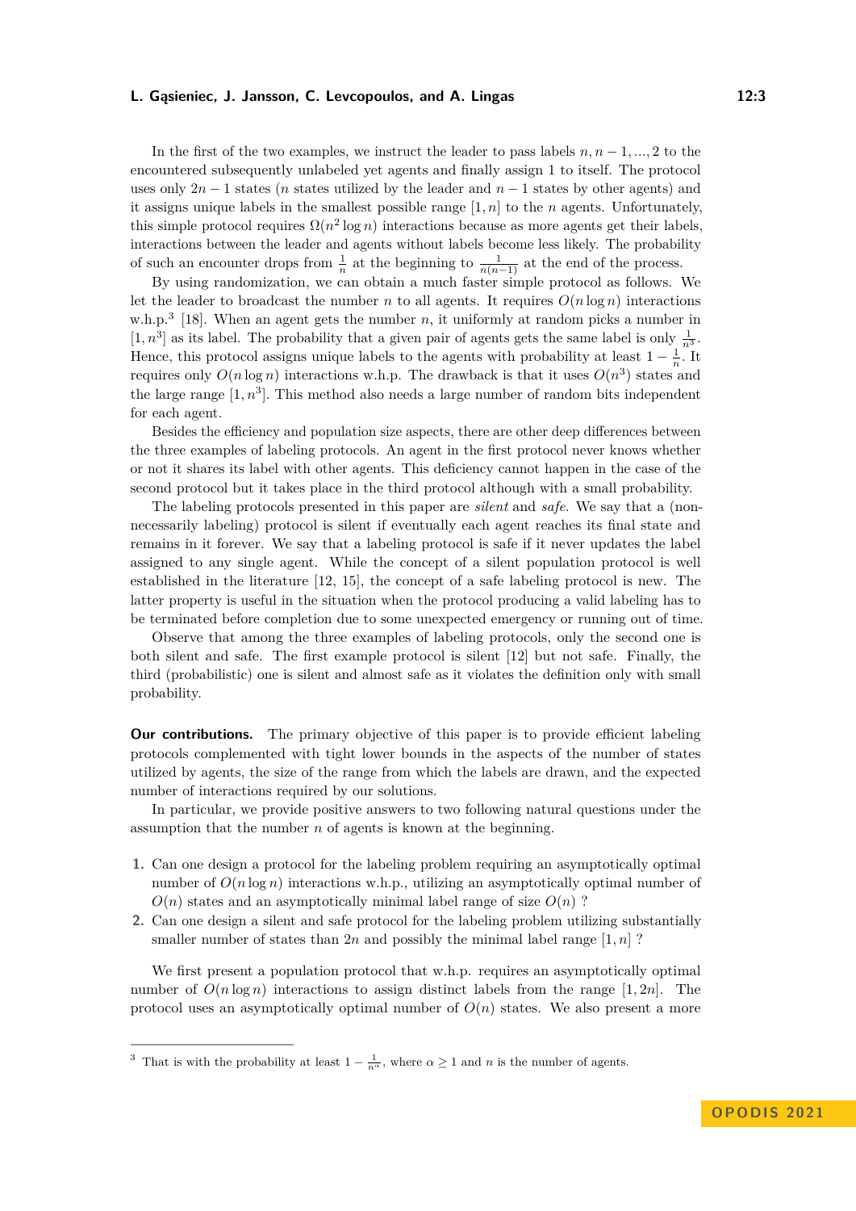In the first of the two examples, we instruct the leader to pass labels $n, n-1, ..., 2$ to the encountered subsequently unlabeled yet agents and finally assign 1 to itself. The protocol uses only $2n-1$ states ($n$ states utilized by the leader and $n-1$ states by other agents) and it assigns unique labels in the smallest possible range $[1, n]$ to the $n$ agents. Unfortunately, this simple protocol requires $\Omega(n^2 \log n)$ interactions because as more agents get their labels, interactions between the leader and agents without labels become less likely. The probability of such an encounter drops from $\frac{1}{n}$ at the beginning to $\frac{1}{n(n-1)}$ at the end of the process.

By using randomization, we can obtain a much faster simple protocol as follows. We let the leader to broadcast the number $n$ to all agents. It requires $O(n \log n)$ interactions w.h.p.[3] [18]. When an agent gets the number $n$, it uniformly at random picks a number in $[1, n^3]$ as its label. The probability that a given pair of agents gets the same label is only $\frac{1}{n^3}$. Hence, this protocol assigns unique labels to the agents with probability at least $1 - \frac{1}{n}$. It requires only $O(n \log n)$ interactions w.h.p. The drawback is that it uses $O(n^3)$ states and the large range $[1, n^3]$. This method also needs a large number of random bits independent for each agent.

Besides the efficiency and population size aspects, there are other deep differences between the three examples of labeling protocols. An agent in the first protocol never knows whether or not it shares its label with other agents. This deficiency cannot happen in the case of the second protocol but it takes place in the third protocol although with a small probability.

The labeling protocols presented in this paper are *silent* and *safe*. We say that a (non-necessarily labeling) protocol is silent if eventually each agent reaches its final state and remains in it forever. We say that a labeling protocol is safe if it never updates the label assigned to any single agent. While the concept of a silent population protocol is well established in the literature [12, 15], the concept of a safe labeling protocol is new. The latter property is useful in the situation when the protocol producing a valid labeling has to be terminated before completion due to some unexpected emergency or running out of time.

Observe that among the three examples of labeling protocols, only the second one is both silent and safe. The first example protocol is silent [12] but not safe. Finally, the third (probabilistic) one is silent and almost safe as it violates the definition only with small probability.

**Our contributions.** The primary objective of this paper is to provide efficient labeling protocols complemented with tight lower bounds in the aspects of the number of states utilized by agents, the size of the range from which the labels are drawn, and the expected number of interactions required by our solutions.

In particular, we provide positive answers to two following natural questions under the assumption that the number $n$ of agents is known at the beginning.

1. Can one design a protocol for the labeling problem requiring an asymptotically optimal number of $O(n \log n)$ interactions w.h.p., utilizing an asymptotically optimal number of $O(n)$ states and an asymptotically minimal label range of size $O(n)$ ?
2. Can one design a silent and safe protocol for the labeling problem utilizing substantially smaller number of states than $2n$ and possibly the minimal label range $[1, n]$ ?

We first present a population protocol that w.h.p. requires an asymptotically optimal number of $O(n \log n)$ interactions to assign distinct labels from the range $[1, 2n]$. The protocol uses an asymptotically optimal number of $O(n)$ states. We also present a more

[3] That is with the probability at least $1 - \frac{1}{n^\alpha}$, where $\alpha \geq 1$ and $n$ is the number of agents.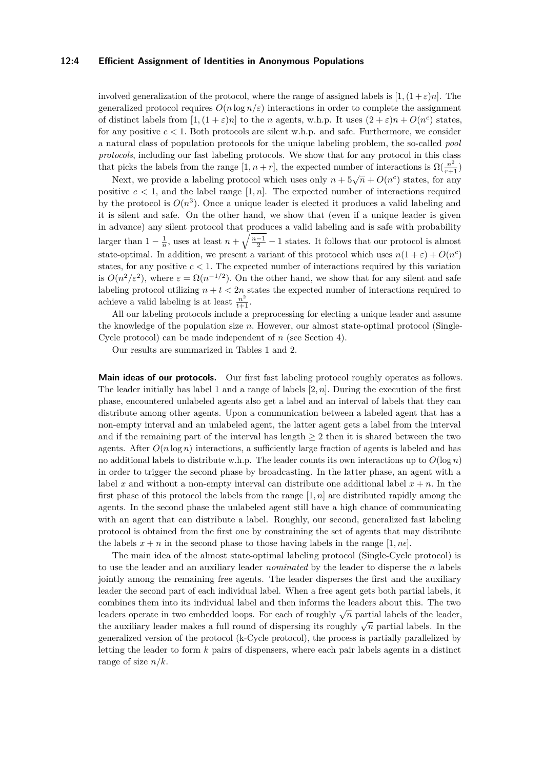involved generalization of the protocol, where the range of assigned labels is $[1,(1+\varepsilon)n]$. The generalized protocol requires $O(n \log n/\varepsilon)$ interactions in order to complete the assignment of distinct labels from $[1,(1+\varepsilon)n]$ to the $n$ agents, w.h.p. It uses $(2+\varepsilon)n + O(n^c)$ states, for any positive $c < 1$. Both protocols are silent w.h.p. and safe. Furthermore, we consider a natural class of population protocols for the unique labeling problem, the so-called *pool protocols*, including our fast labeling protocols. We show that for any protocol in this class that picks the labels from the range $[1, n+r]$, the expected number of interactions is $\Omega(\frac{n^2}{r+1})$

Next, we provide a labeling protocol which uses only $n + 5\sqrt{n} + O(n^c)$ states, for any positive $c < 1$, and the label range $[1, n]$. The expected number of interactions required by the protocol is $O(n^3)$. Once a unique leader is elected it produces a valid labeling and it is silent and safe. On the other hand, we show that (even if a unique leader is given in advance) any silent protocol that produces a valid labeling and is safe with probability larger than $1 - \frac{1}{n}$, uses at least $n + \sqrt{\frac{n-1}{2}} - 1$ states. It follows that our protocol is almost state-optimal. In addition, we present a variant of this protocol which uses $n(1+\varepsilon) + O(n^c)$ states, for any positive $c < 1$. The expected number of interactions required by this variation is $O(n^2/\varepsilon^2)$, where $\varepsilon = \Omega(n^{-1/2})$. On the other hand, we show that for any silent and safe labeling protocol utilizing $n + t < 2n$ states the expected number of interactions required to achieve a valid labeling is at least $\frac{n^2}{t+1}$.

All our labeling protocols include a preprocessing for electing a unique leader and assume the knowledge of the population size $n$. However, our almost state-optimal protocol (Single-Cycle protocol) can be made independent of $n$ (see Section 4).

Our results are summarized in Tables 1 and 2.

**Main ideas of our protocols.** Our first fast labeling protocol roughly operates as follows. The leader initially has label 1 and a range of labels $[2, n]$. During the execution of the first phase, encountered unlabeled agents also get a label and an interval of labels that they can distribute among other agents. Upon a communication between a labeled agent that has a non-empty interval and an unlabeled agent, the latter agent gets a label from the interval and if the remaining part of the interval has length $\geq 2$ then it is shared between the two agents. After $O(n \log n)$ interactions, a sufficiently large fraction of agents is labeled and has no additional labels to distribute w.h.p. The leader counts its own interactions up to $O(\log n)$ in order to trigger the second phase by broadcasting. In the latter phase, an agent with a label $x$ and without a non-empty interval can distribute one additional label $x + n$. In the first phase of this protocol the labels from the range $[1, n]$ are distributed rapidly among the agents. In the second phase the unlabeled agent still have a high chance of communicating with an agent that can distribute a label. Roughly, our second, generalized fast labeling protocol is obtained from the first one by constraining the set of agents that may distribute the labels $x + n$ in the second phase to those having labels in the range $[1, n\epsilon]$.

The main idea of the almost state-optimal labeling protocol (Single-Cycle protocol) is to use the leader and an auxiliary leader *nominated* by the leader to disperse the $n$ labels jointly among the remaining free agents. The leader disperses the first and the auxiliary leader the second part of each individual label. When a free agent gets both partial labels, it combines them into its individual label and then informs the leaders about this. The two leaders operate in two embedded loops. For each of roughly $\sqrt{n}$ partial labels of the leader, the auxiliary leader makes a full round of dispersing its roughly $\sqrt{n}$ partial labels. In the generalized version of the protocol (k-Cycle protocol), the process is partially parallelized by letting the leader to form $k$ pairs of dispensers, where each pair labels agents in a distinct range of size $n/k$.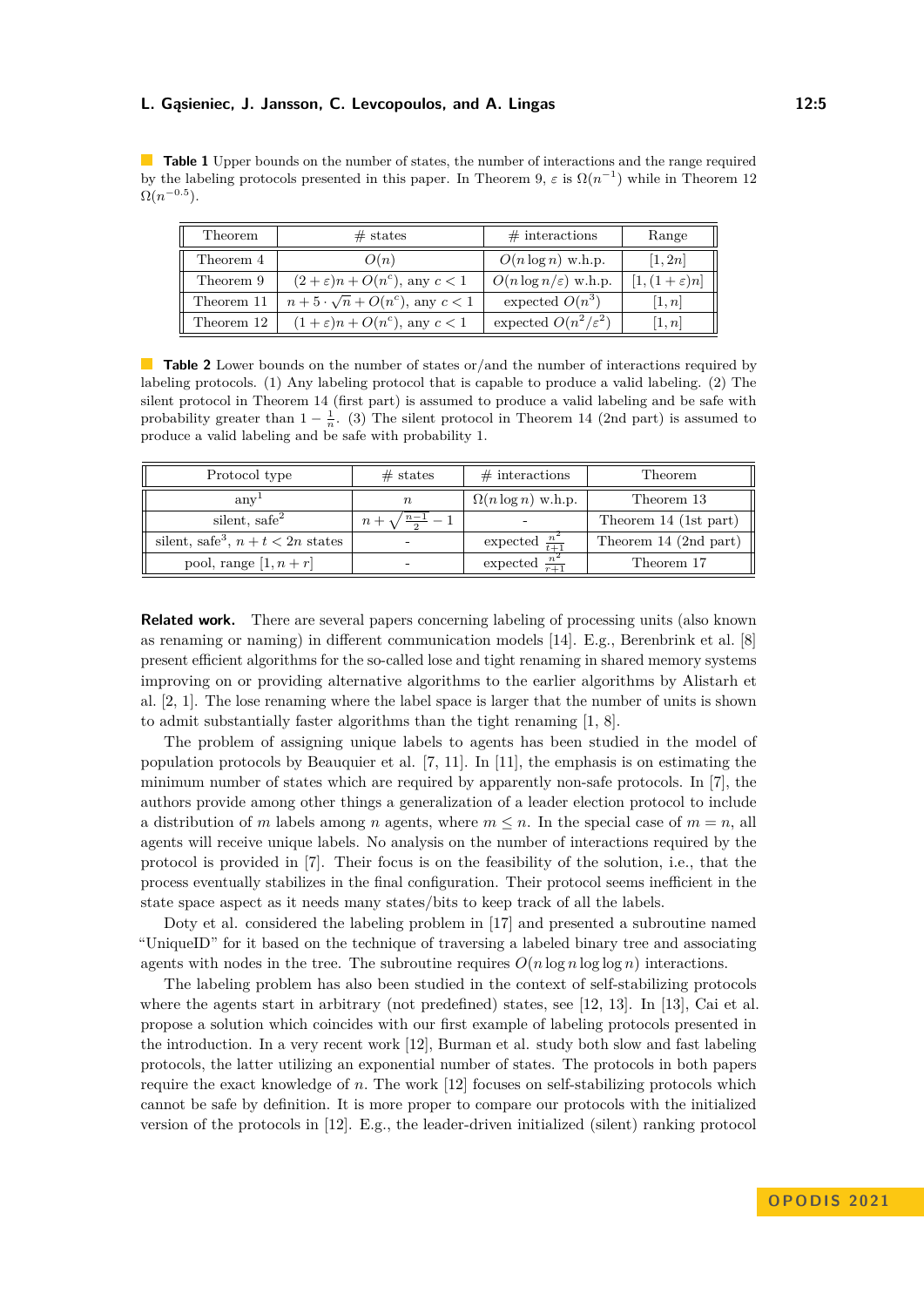**Table 1** Upper bounds on the number of states, the number of interactions and the range required by the labeling protocols presented in this paper. In Theorem 9, $\varepsilon$ is $\Omega(n^{-1})$ while in Theorem 12 $\Omega(n^{-0.5})$.

| Theorem | # states | # interactions | Range |
|---|---|---|---|
| Theorem 4 | $O(n)$ | $O(n \log n)$ w.h.p. | $[1, 2n]$ |
| Theorem 9 | $(2+\varepsilon)n + O(n^c)$, any $c < 1$ | $O(n \log n/\varepsilon)$ w.h.p. | $[1, (1+\varepsilon)n]$ |
| Theorem 11 | $n + 5 \cdot \sqrt{n} + O(n^c)$, any $c < 1$ | expected $O(n^3)$ | $[1, n]$ |
| Theorem 12 | $(1+\varepsilon)n + O(n^c)$, any $c < 1$ | expected $O(n^2/\varepsilon^2)$ | $[1, n]$ |

**Table 2** Lower bounds on the number of states or/and the number of interactions required by labeling protocols. (1) Any labeling protocol that is capable to produce a valid labeling. (2) The silent protocol in Theorem 14 (first part) is assumed to produce a valid labeling and be safe with probability greater than $1 - \frac{1}{n}$. (3) The silent protocol in Theorem 14 (2nd part) is assumed to produce a valid labeling and be safe with probability 1.

| Protocol type | # states | # interactions | Theorem |
|---|---|---|---|
| any[1] | $n$ | $\Omega(n \log n)$ w.h.p. | Theorem 13 |
| silent, safe[2] | $n + \sqrt{\frac{n-1}{2}} - 1$ | - | Theorem 14 (1st part) |
| silent, safe[3], $n + t < 2n$ states | - | expected $\frac{n^2}{t+1}$ | Theorem 14 (2nd part) |
| pool, range $[1, n + r]$ | - | expected $\frac{n^2}{r+1}$ | Theorem 17 |

**Related work.** There are several papers concerning labeling of processing units (also known as renaming or naming) in different communication models [14]. E.g., Berenbrink et al. [8] present efficient algorithms for the so-called lose and tight renaming in shared memory systems improving on or providing alternative algorithms to the earlier algorithms by Alistarh et al. [2, 1]. The lose renaming where the label space is larger that the number of units is shown to admit substantially faster algorithms than the tight renaming [1, 8].

The problem of assigning unique labels to agents has been studied in the model of population protocols by Beauquier et al. [7, 11]. In [11], the emphasis is on estimating the minimum number of states which are required by apparently non-safe protocols. In [7], the authors provide among other things a generalization of a leader election protocol to include a distribution of $m$ labels among $n$ agents, where $m \leq n$. In the special case of $m = n$, all agents will receive unique labels. No analysis on the number of interactions required by the protocol is provided in [7]. Their focus is on the feasibility of the solution, i.e., that the process eventually stabilizes in the final configuration. Their protocol seems inefficient in the state space aspect as it needs many states/bits to keep track of all the labels.

Doty et al. considered the labeling problem in [17] and presented a subroutine named "UniqueID" for it based on the technique of traversing a labeled binary tree and associating agents with nodes in the tree. The subroutine requires $O(n \log n \log \log n)$ interactions.

The labeling problem has also been studied in the context of self-stabilizing protocols where the agents start in arbitrary (not predefined) states, see [12, 13]. In [13], Cai et al. propose a solution which coincides with our first example of labeling protocols presented in the introduction. In a very recent work [12], Burman et al. study both slow and fast labeling protocols, the latter utilizing an exponential number of states. The protocols in both papers require the exact knowledge of $n$. The work [12] focuses on self-stabilizing protocols which cannot be safe by definition. It is more proper to compare our protocols with the initialized version of the protocols in [12]. E.g., the leader-driven initialized (silent) ranking protocol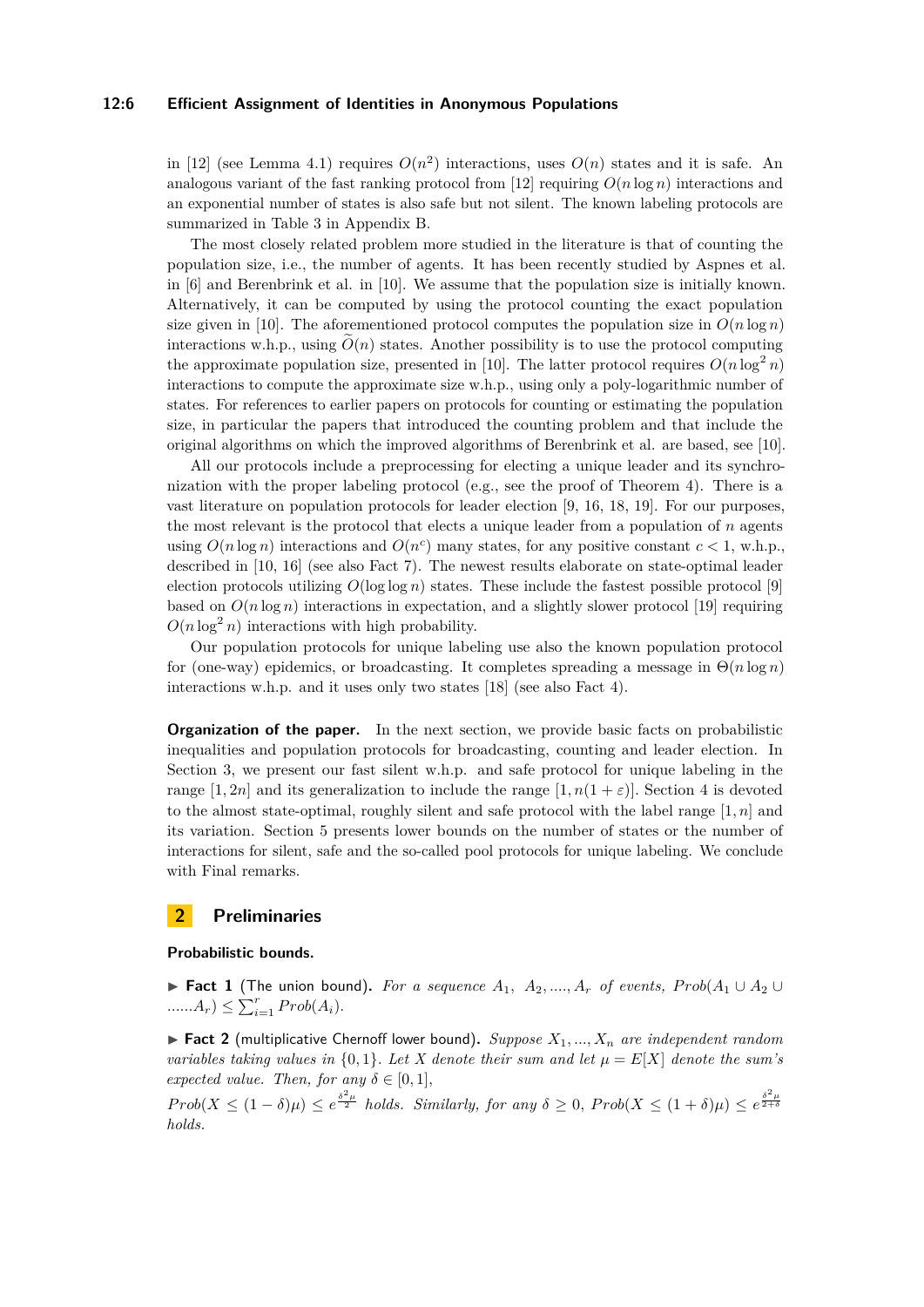in [12] (see Lemma 4.1) requires $O(n^2)$ interactions, uses $O(n)$ states and it is safe. An analogous variant of the fast ranking protocol from [12] requiring $O(n \log n)$ interactions and an exponential number of states is also safe but not silent. The known labeling protocols are summarized in Table 3 in Appendix B.

The most closely related problem more studied in the literature is that of counting the population size, i.e., the number of agents. It has been recently studied by Aspnes et al. in [6] and Berenbrink et al. in [10]. We assume that the population size is initially known. Alternatively, it can be computed by using the protocol counting the exact population size given in [10]. The aforementioned protocol computes the population size in $O(n \log n)$ interactions w.h.p., using $\widetilde{O}(n)$ states. Another possibility is to use the protocol computing the approximate population size, presented in [10]. The latter protocol requires $O(n \log^2 n)$ interactions to compute the approximate size w.h.p., using only a poly-logarithmic number of states. For references to earlier papers on protocols for counting or estimating the population size, in particular the papers that introduced the counting problem and that include the original algorithms on which the improved algorithms of Berenbrink et al. are based, see [10].

All our protocols include a preprocessing for electing a unique leader and its synchronization with the proper labeling protocol (e.g., see the proof of Theorem 4). There is a vast literature on population protocols for leader election [9, 16, 18, 19]. For our purposes, the most relevant is the protocol that elects a unique leader from a population of $n$ agents using $O(n \log n)$ interactions and $O(n^c)$ many states, for any positive constant $c < 1$, w.h.p., described in [10, 16] (see also Fact 7). The newest results elaborate on state-optimal leader election protocols utilizing $O(\log \log n)$ states. These include the fastest possible protocol [9] based on $O(n \log n)$ interactions in expectation, and a slightly slower protocol [19] requiring $O(n \log^2 n)$ interactions with high probability.

Our population protocols for unique labeling use also the known population protocol for (one-way) epidemics, or broadcasting. It completes spreading a message in $\Theta(n \log n)$ interactions w.h.p. and it uses only two states [18] (see also Fact 4).

**Organization of the paper.** In the next section, we provide basic facts on probabilistic inequalities and population protocols for broadcasting, counting and leader election. In Section 3, we present our fast silent w.h.p. and safe protocol for unique labeling in the range $[1, 2n]$ and its generalization to include the range $[1, n(1 + \varepsilon)]$. Section 4 is devoted to the almost state-optimal, roughly silent and safe protocol with the label range $[1, n]$ and its variation. Section 5 presents lower bounds on the number of states or the number of interactions for silent, safe and the so-called pool protocols for unique labeling. We conclude with Final remarks.

## 2 Preliminaries

### Probabilistic bounds.

▶ **Fact 1** (The union bound). *For a sequence $A_1, A_2, ...., A_r$ of events, $Prob(A_1 \cup A_2 \cup ......A_r) \leq \sum_{i=1}^{r} Prob(A_i)$.*

▶ **Fact 2** (multiplicative Chernoff lower bound). *Suppose $X_1, ..., X_n$ are independent random variables taking values in $\{0, 1\}$. Let $X$ denote their sum and let $\mu = E[X]$ denote the sum's expected value. Then, for any $\delta \in [0, 1]$,*
*$Prob(X \leq (1 - \delta)\mu) \leq e^{\frac{\delta^2 \mu}{2}}$ holds. Similarly, for any $\delta \geq 0$, $Prob(X \leq (1 + \delta)\mu) \leq e^{\frac{\delta^2 \mu}{2+\delta}}$ holds.*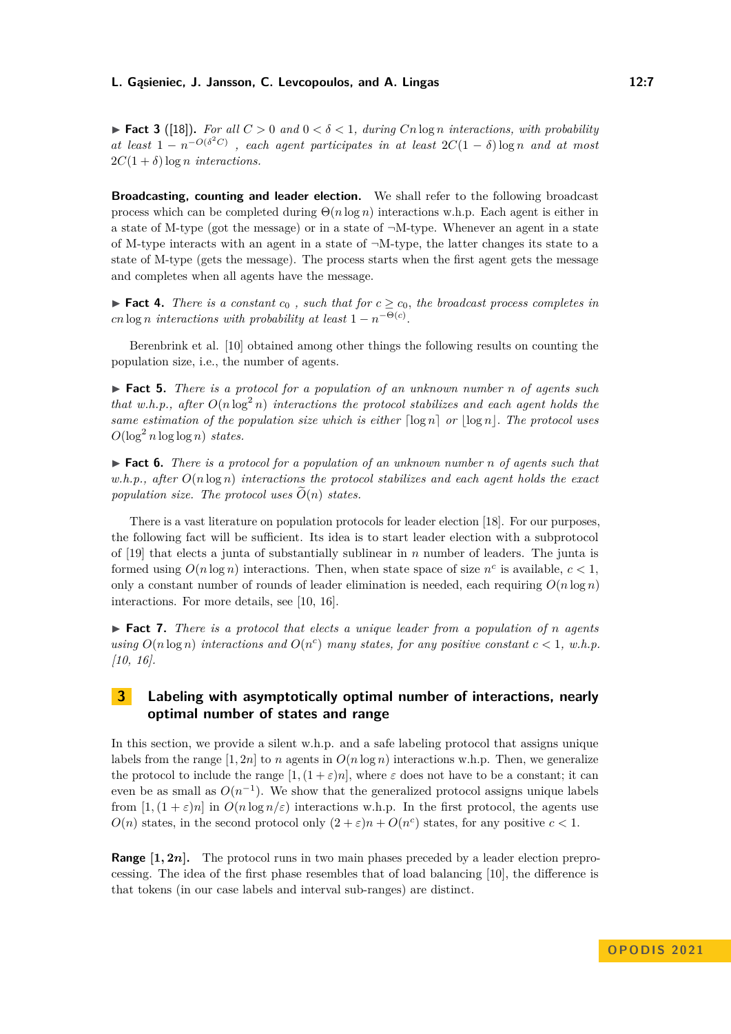▶ **Fact 3** ([18]). *For all $C > 0$ and $0 < \delta < 1$, during $Cn \log n$ interactions, with probability at least $1 - n^{-O(\delta^2 C)}$ , each agent participates in at least $2C(1-\delta)\log n$ and at most $2C(1+\delta)\log n$ interactions.*

**Broadcasting, counting and leader election.** We shall refer to the following broadcast process which can be completed during $\Theta(n \log n)$ interactions w.h.p. Each agent is either in a state of M-type (got the message) or in a state of ¬M-type. Whenever an agent in a state of M-type interacts with an agent in a state of ¬M-type, the latter changes its state to a state of M-type (gets the message). The process starts when the first agent gets the message and completes when all agents have the message.

▶ **Fact 4.** *There is a constant $c_0$ , such that for $c \geq c_0$, the broadcast process completes in $cn \log n$ interactions with probability at least $1 - n^{-\Theta(c)}$.*

Berenbrink et al. [10] obtained among other things the following results on counting the population size, i.e., the number of agents.

▶ **Fact 5.** *There is a protocol for a population of an unknown number $n$ of agents such that w.h.p., after $O(n \log^2 n)$ interactions the protocol stabilizes and each agent holds the same estimation of the population size which is either $\lceil \log n \rceil$ or $\lfloor \log n \rfloor$. The protocol uses $O(\log^2 n \log\log n)$ states.*

▶ **Fact 6.** *There is a protocol for a population of an unknown number $n$ of agents such that w.h.p., after $O(n \log n)$ interactions the protocol stabilizes and each agent holds the exact population size. The protocol uses $\widetilde{O}(n)$ states.*

There is a vast literature on population protocols for leader election [18]. For our purposes, the following fact will be sufficient. Its idea is to start leader election with a subprotocol of [19] that elects a junta of substantially sublinear in $n$ number of leaders. The junta is formed using $O(n \log n)$ interactions. Then, when state space of size $n^c$ is available, $c < 1$, only a constant number of rounds of leader elimination is needed, each requiring $O(n \log n)$ interactions. For more details, see [10, 16].

▶ **Fact 7.** *There is a protocol that elects a unique leader from a population of $n$ agents using $O(n \log n)$ interactions and $O(n^c)$ many states, for any positive constant $c < 1$, w.h.p. [10, 16].*

## 3 Labeling with asymptotically optimal number of interactions, nearly optimal number of states and range

In this section, we provide a silent w.h.p. and a safe labeling protocol that assigns unique labels from the range $[1, 2n]$ to $n$ agents in $O(n \log n)$ interactions w.h.p. Then, we generalize the protocol to include the range $[1, (1+\varepsilon)n]$, where $\varepsilon$ does not have to be a constant; it can even be as small as $O(n^{-1})$. We show that the generalized protocol assigns unique labels from $[1, (1+\varepsilon)n]$ in $O(n \log n/\varepsilon)$ interactions w.h.p. In the first protocol, the agents use $O(n)$ states, in the second protocol only $(2+\varepsilon)n + O(n^c)$ states, for any positive $c < 1$.

**Range $[1, 2n]$.** The protocol runs in two main phases preceded by a leader election preprocessing. The idea of the first phase resembles that of load balancing [10], the difference is that tokens (in our case labels and interval sub-ranges) are distinct.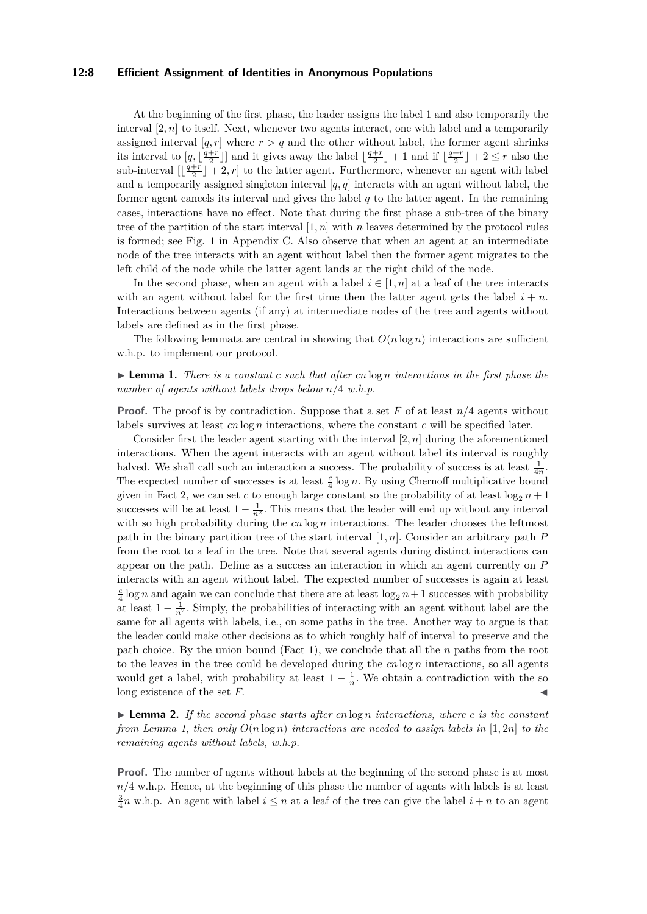At the beginning of the first phase, the leader assigns the label 1 and also temporarily the interval $[2, n]$ to itself. Next, whenever two agents interact, one with label and a temporarily assigned interval $[q, r]$ where $r > q$ and the other without label, the former agent shrinks its interval to $[q, \lfloor \frac{q+r}{2} \rfloor]$ and it gives away the label $\lfloor \frac{q+r}{2} \rfloor + 1$ and if $\lfloor \frac{q+r}{2} \rfloor + 2 \leq r$ also the sub-interval $[\lfloor \frac{q+r}{2} \rfloor + 2, r]$ to the latter agent. Furthermore, whenever an agent with label and a temporarily assigned singleton interval $[q, q]$ interacts with an agent without label, the former agent cancels its interval and gives the label $q$ to the latter agent. In the remaining cases, interactions have no effect. Note that during the first phase a sub-tree of the binary tree of the partition of the start interval $[1, n]$ with $n$ leaves determined by the protocol rules is formed; see Fig. 1 in Appendix C. Also observe that when an agent at an intermediate node of the tree interacts with an agent without label then the former agent migrates to the left child of the node while the latter agent lands at the right child of the node.

In the second phase, when an agent with a label $i \in [1, n]$ at a leaf of the tree interacts with an agent without label for the first time then the latter agent gets the label $i + n$. Interactions between agents (if any) at intermediate nodes of the tree and agents without labels are defined as in the first phase.

The following lemmata are central in showing that $O(n \log n)$ interactions are sufficient w.h.p. to implement our protocol.

▶ **Lemma 1.** *There is a constant $c$ such that after $cn \log n$ interactions in the first phase the number of agents without labels drops below $n/4$ w.h.p.*

**Proof.** The proof is by contradiction. Suppose that a set $F$ of at least $n/4$ agents without labels survives at least $cn \log n$ interactions, where the constant $c$ will be specified later.

Consider first the leader agent starting with the interval $[2, n]$ during the aforementioned interactions. When the agent interacts with an agent without label its interval is roughly halved. We shall call such an interaction a success. The probability of success is at least $\frac{1}{4n}$. The expected number of successes is at least $\frac{c}{4} \log n$. By using Chernoff multiplicative bound given in Fact 2, we can set $c$ to enough large constant so the probability of at least $\log_2 n + 1$ successes will be at least $1 - \frac{1}{n^2}$. This means that the leader will end up without any interval with so high probability during the $cn \log n$ interactions. The leader chooses the leftmost path in the binary partition tree of the start interval $[1, n]$. Consider an arbitrary path $P$ from the root to a leaf in the tree. Note that several agents during distinct interactions can appear on the path. Define as a success an interaction in which an agent currently on $P$ interacts with an agent without label. The expected number of successes is again at least $\frac{c}{4} \log n$ and again we can conclude that there are at least $\log_2 n + 1$ successes with probability at least $1 - \frac{1}{n^2}$. Simply, the probabilities of interacting with an agent without label are the same for all agents with labels, i.e., on some paths in the tree. Another way to argue is that the leader could make other decisions as to which roughly half of interval to preserve and the path choice. By the union bound (Fact 1), we conclude that all the $n$ paths from the root to the leaves in the tree could be developed during the $cn \log n$ interactions, so all agents would get a label, with probability at least $1 - \frac{1}{n}$. We obtain a contradiction with the so long existence of the set $F$. ◀

▶ **Lemma 2.** *If the second phase starts after $cn \log n$ interactions, where $c$ is the constant from Lemma 1, then only $O(n \log n)$ interactions are needed to assign labels in $[1, 2n]$ to the remaining agents without labels, w.h.p.*

**Proof.** The number of agents without labels at the beginning of the second phase is at most $n/4$ w.h.p. Hence, at the beginning of this phase the number of agents with labels is at least $\frac{3}{4}n$ w.h.p. An agent with label $i \leq n$ at a leaf of the tree can give the label $i + n$ to an agent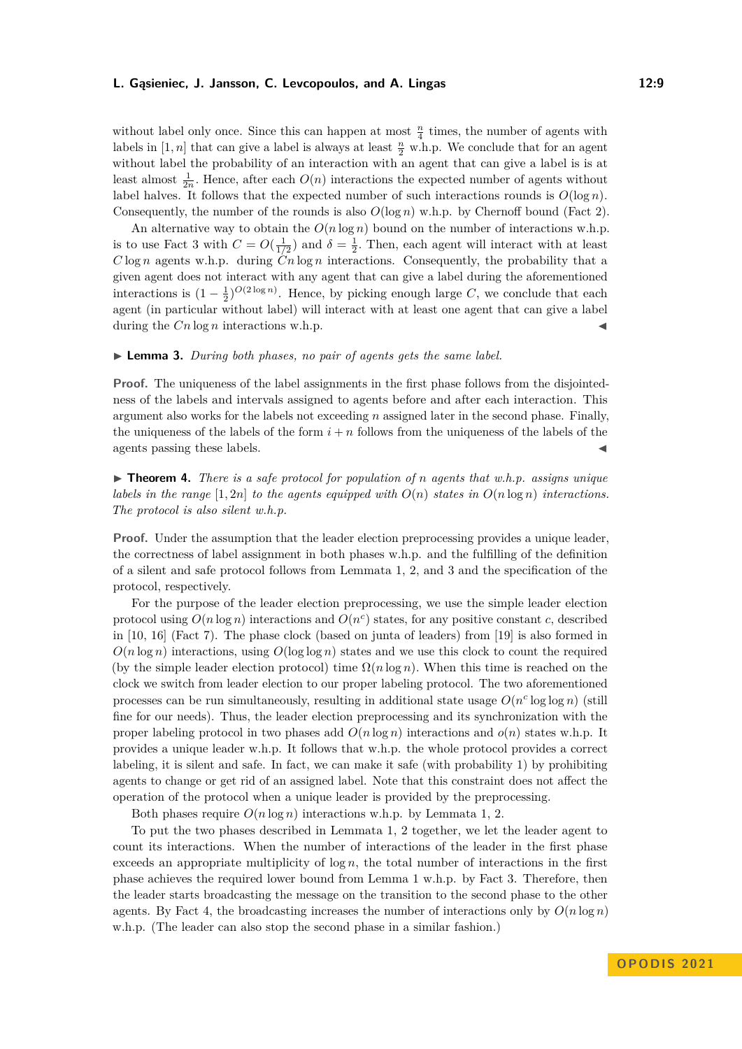without label only once. Since this can happen at most $\frac{n}{4}$ times, the number of agents with labels in $[1, n]$ that can give a label is always at least $\frac{n}{2}$ w.h.p. We conclude that for an agent without label the probability of an interaction with an agent that can give a label is at least almost $\frac{1}{2n}$. Hence, after each $O(n)$ interactions the expected number of agents without label halves. It follows that the expected number of such interactions rounds is $O(\log n)$. Consequently, the number of the rounds is also $O(\log n)$ w.h.p. by Chernoff bound (Fact 2).

An alternative way to obtain the $O(n \log n)$ bound on the number of interactions w.h.p. is to use Fact 3 with $C = O(\frac{1}{1/2})$ and $\delta = \frac{1}{2}$. Then, each agent will interact with at least $C \log n$ agents w.h.p. during $Cn \log n$ interactions. Consequently, the probability that a given agent does not interact with any agent that can give a label during the aforementioned interactions is $(1 - \frac{1}{2})^{O(2 \log n)}$. Hence, by picking enough large $C$, we conclude that each agent (in particular without label) will interact with at least one agent that can give a label during the $Cn \log n$ interactions w.h.p. ◀

▶ **Lemma 3.** *During both phases, no pair of agents gets the same label.*

**Proof.** The uniqueness of the label assignments in the first phase follows from the disjointedness of the labels and intervals assigned to agents before and after each interaction. This argument also works for the labels not exceeding $n$ assigned later in the second phase. Finally, the uniqueness of the labels of the form $i + n$ follows from the uniqueness of the labels of the agents passing these labels. ◀

▶ **Theorem 4.** *There is a safe protocol for population of $n$ agents that w.h.p. assigns unique labels in the range $[1, 2n]$ to the agents equipped with $O(n)$ states in $O(n \log n)$ interactions. The protocol is also silent w.h.p.*

**Proof.** Under the assumption that the leader election preprocessing provides a unique leader, the correctness of label assignment in both phases w.h.p. and the fulfilling of the definition of a silent and safe protocol follows from Lemmata 1, 2, and 3 and the specification of the protocol, respectively.

For the purpose of the leader election preprocessing, we use the simple leader election protocol using $O(n \log n)$ interactions and $O(n^c)$ states, for any positive constant $c$, described in [10, 16] (Fact 7). The phase clock (based on junta of leaders) from [19] is also formed in $O(n \log n)$ interactions, using $O(\log \log n)$ states and we use this clock to count the required (by the simple leader election protocol) time $\Omega(n \log n)$. When this time is reached on the clock we switch from leader election to our proper labeling protocol. The two aforementioned processes can be run simultaneously, resulting in additional state usage $O(n^c \log \log n)$ (still fine for our needs). Thus, the leader election preprocessing and its synchronization with the proper labeling protocol in two phases add $O(n \log n)$ interactions and $o(n)$ states w.h.p. It provides a unique leader w.h.p. It follows that w.h.p. the whole protocol provides a correct labeling, it is silent and safe. In fact, we can make it safe (with probability 1) by prohibiting agents to change or get rid of an assigned label. Note that this constraint does not affect the operation of the protocol when a unique leader is provided by the preprocessing.

Both phases require $O(n \log n)$ interactions w.h.p. by Lemmata 1, 2.

To put the two phases described in Lemmata 1, 2 together, we let the leader agent to count its interactions. When the number of interactions of the leader in the first phase exceeds an appropriate multiplicity of $\log n$, the total number of interactions in the first phase achieves the required lower bound from Lemma 1 w.h.p. by Fact 3. Therefore, then the leader starts broadcasting the message on the transition to the second phase to the other agents. By Fact 4, the broadcasting increases the number of interactions only by $O(n \log n)$ w.h.p. (The leader can also stop the second phase in a similar fashion.)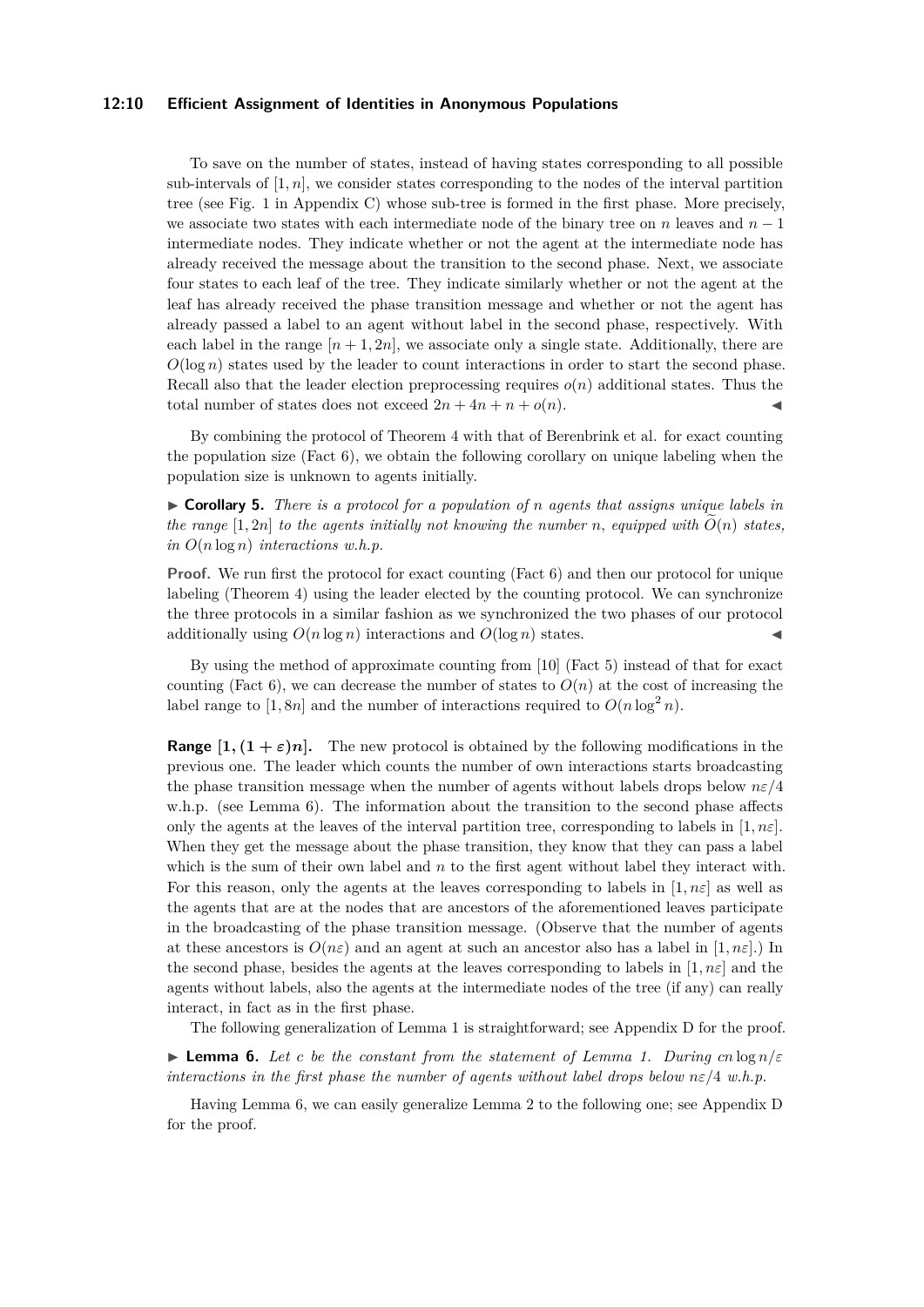To save on the number of states, instead of having states corresponding to all possible sub-intervals of $[1, n]$, we consider states corresponding to the nodes of the interval partition tree (see Fig. 1 in Appendix C) whose sub-tree is formed in the first phase. More precisely, we associate two states with each intermediate node of the binary tree on $n$ leaves and $n-1$ intermediate nodes. They indicate whether or not the agent at the intermediate node has already received the message about the transition to the second phase. Next, we associate four states to each leaf of the tree. They indicate similarly whether or not the agent at the leaf has already received the phase transition message and whether or not the agent has already passed a label to an agent without label in the second phase, respectively. With each label in the range $[n+1, 2n]$, we associate only a single state. Additionally, there are $O(\log n)$ states used by the leader to count interactions in order to start the second phase. Recall also that the leader election preprocessing requires $o(n)$ additional states. Thus the total number of states does not exceed $2n + 4n + n + o(n)$. ◀

By combining the protocol of Theorem 4 with that of Berenbrink et al. for exact counting the population size (Fact 6), we obtain the following corollary on unique labeling when the population size is unknown to agents initially.

▶ **Corollary 5.** *There is a protocol for a population of $n$ agents that assigns unique labels in the range $[1, 2n]$ to the agents initially not knowing the number $n$, equipped with $\widetilde{O}(n)$ states, in $O(n \log n)$ interactions w.h.p.*

**Proof.** We run first the protocol for exact counting (Fact 6) and then our protocol for unique labeling (Theorem 4) using the leader elected by the counting protocol. We can synchronize the three protocols in a similar fashion as we synchronized the two phases of our protocol additionally using $O(n \log n)$ interactions and $O(\log n)$ states. ◀

By using the method of approximate counting from [10] (Fact 5) instead of that for exact counting (Fact 6), we can decrease the number of states to $O(n)$ at the cost of increasing the label range to $[1, 8n]$ and the number of interactions required to $O(n \log^2 n)$.

**Range $[1, (1+\varepsilon)n]$.** The new protocol is obtained by the following modifications in the previous one. The leader which counts the number of own interactions starts broadcasting the phase transition message when the number of agents without labels drops below $n\varepsilon/4$ w.h.p. (see Lemma 6). The information about the transition to the second phase affects only the agents at the leaves of the interval partition tree, corresponding to labels in $[1, n\varepsilon]$. When they get the message about the phase transition, they know that they can pass a label which is the sum of their own label and $n$ to the first agent without label they interact with. For this reason, only the agents at the leaves corresponding to labels in $[1, n\varepsilon]$ as well as the agents that are at the nodes that are ancestors of the aforementioned leaves participate in the broadcasting of the phase transition message. (Observe that the number of agents at these ancestors is $O(n\varepsilon)$ and an agent at such an ancestor also has a label in $[1, n\varepsilon]$.) In the second phase, besides the agents at the leaves corresponding to labels in $[1, n\varepsilon]$ and the agents without labels, also the agents at the intermediate nodes of the tree (if any) can really interact, in fact as in the first phase.

The following generalization of Lemma 1 is straightforward; see Appendix D for the proof.

▶ **Lemma 6.** *Let $c$ be the constant from the statement of Lemma 1. During $cn \log n/\varepsilon$ interactions in the first phase the number of agents without label drops below $n\varepsilon/4$ w.h.p.*

Having Lemma 6, we can easily generalize Lemma 2 to the following one; see Appendix D for the proof.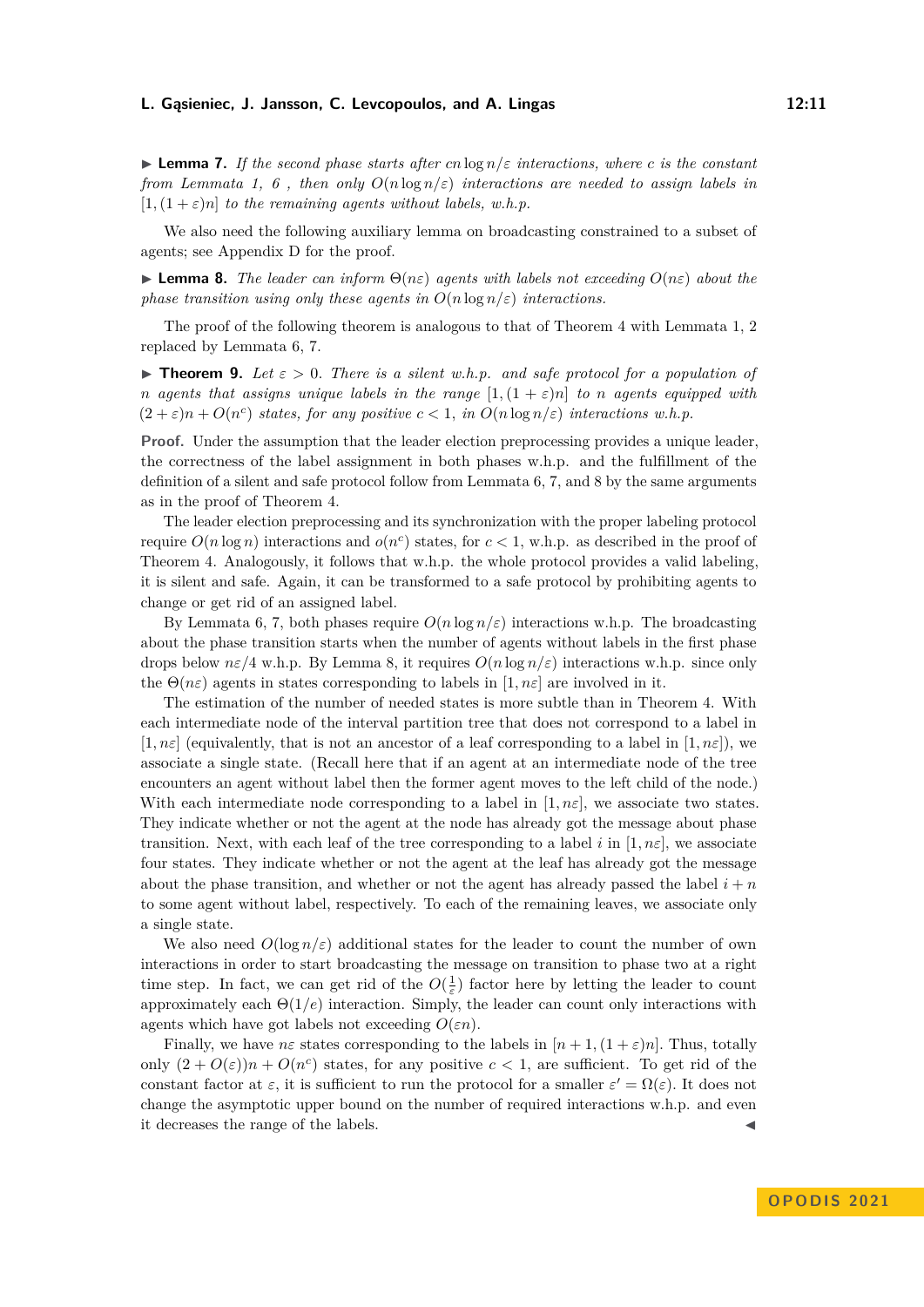▶ **Lemma 7.** *If the second phase starts after $cn \log n/\varepsilon$ interactions, where $c$ is the constant from Lemmata 1, 6 , then only $O(n \log n/\varepsilon)$ interactions are needed to assign labels in $[1,(1+\varepsilon)n]$ to the remaining agents without labels, w.h.p.*

We also need the following auxiliary lemma on broadcasting constrained to a subset of agents; see Appendix D for the proof.

▶ **Lemma 8.** *The leader can inform $\Theta(n\varepsilon)$ agents with labels not exceeding $O(n\varepsilon)$ about the phase transition using only these agents in $O(n \log n/\varepsilon)$ interactions.*

The proof of the following theorem is analogous to that of Theorem 4 with Lemmata 1, 2 replaced by Lemmata 6, 7.

▶ **Theorem 9.** *Let $\varepsilon > 0$. There is a silent w.h.p. and safe protocol for a population of $n$ agents that assigns unique labels in the range $[1,(1+\varepsilon)n]$ to $n$ agents equipped with $(2+\varepsilon)n + O(n^c)$ states, for any positive $c < 1$, in $O(n \log n/\varepsilon)$ interactions w.h.p.*

**Proof.** Under the assumption that the leader election preprocessing provides a unique leader, the correctness of the label assignment in both phases w.h.p. and the fulfillment of the definition of a silent and safe protocol follow from Lemmata 6, 7, and 8 by the same arguments as in the proof of Theorem 4.

The leader election preprocessing and its synchronization with the proper labeling protocol require $O(n \log n)$ interactions and $o(n^c)$ states, for $c < 1$, w.h.p. as described in the proof of Theorem 4. Analogously, it follows that w.h.p. the whole protocol provides a valid labeling, it is silent and safe. Again, it can be transformed to a safe protocol by prohibiting agents to change or get rid of an assigned label.

By Lemmata 6, 7, both phases require $O(n \log n/\varepsilon)$ interactions w.h.p. The broadcasting about the phase transition starts when the number of agents without labels in the first phase drops below $n\varepsilon/4$ w.h.p. By Lemma 8, it requires $O(n \log n/\varepsilon)$ interactions w.h.p. since only the $\Theta(n\varepsilon)$ agents in states corresponding to labels in $[1, n\varepsilon]$ are involved in it.

The estimation of the number of needed states is more subtle than in Theorem 4. With each intermediate node of the interval partition tree that does not correspond to a label in $[1, n\varepsilon]$ (equivalently, that is not an ancestor of a leaf corresponding to a label in $[1, n\varepsilon]$), we associate a single state. (Recall here that if an agent at an intermediate node of the tree encounters an agent without label then the former agent moves to the left child of the node.) With each intermediate node corresponding to a label in $[1, n\varepsilon]$, we associate two states. They indicate whether or not the agent at the node has already got the message about phase transition. Next, with each leaf of the tree corresponding to a label $i$ in $[1, n\varepsilon]$, we associate four states. They indicate whether or not the agent at the leaf has already got the message about the phase transition, and whether or not the agent has already passed the label $i+n$ to some agent without label, respectively. To each of the remaining leaves, we associate only a single state.

We also need $O(\log n/\varepsilon)$ additional states for the leader to count the number of own interactions in order to start broadcasting the message on transition to phase two at a right time step. In fact, we can get rid of the $O(\frac{1}{\varepsilon})$ factor here by letting the leader to count approximately each $\Theta(1/e)$ interaction. Simply, the leader can count only interactions with agents which have got labels not exceeding $O(\varepsilon n)$.

Finally, we have $n\varepsilon$ states corresponding to the labels in $[n+1,(1+\varepsilon)n]$. Thus, totally only $(2+O(\varepsilon))n + O(n^c)$ states, for any positive $c < 1$, are sufficient. To get rid of the constant factor at $\varepsilon$, it is sufficient to run the protocol for a smaller $\varepsilon' = \Omega(\varepsilon)$. It does not change the asymptotic upper bound on the number of required interactions w.h.p. and even it decreases the range of the labels. ◀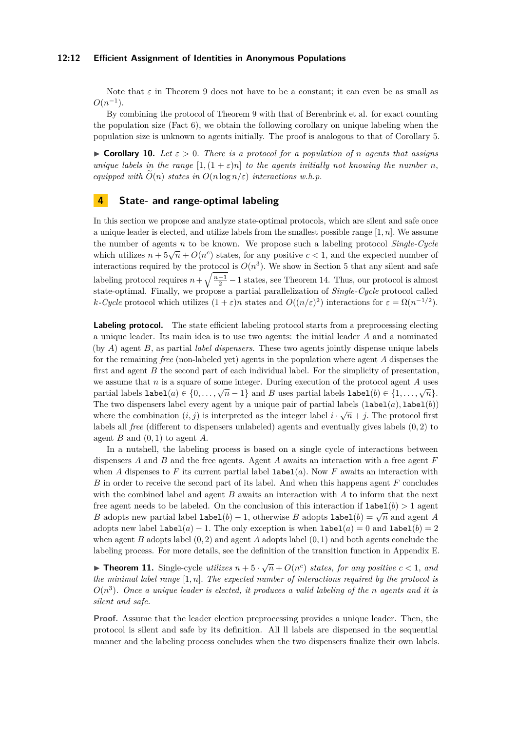Note that $\varepsilon$ in Theorem 9 does not have to be a constant; it can even be as small as $O(n^{-1})$.

By combining the protocol of Theorem 9 with that of Berenbrink et al. for exact counting the population size (Fact 6), we obtain the following corollary on unique labeling when the population size is unknown to agents initially. The proof is analogous to that of Corollary 5.

▶ **Corollary 10.** *Let $\varepsilon > 0$. There is a protocol for a population of $n$ agents that assigns unique labels in the range $[1, (1+\varepsilon)n]$ to the agents initially not knowing the number $n$, equipped with $\widetilde{O}(n)$ states in $O(n \log n/\varepsilon)$ interactions w.h.p.*

## 4 State- and range-optimal labeling

In this section we propose and analyze state-optimal protocols, which are silent and safe once a unique leader is elected, and utilize labels from the smallest possible range $[1, n]$. We assume the number of agents $n$ to be known. We propose such a labeling protocol *Single-Cycle* which utilizes $n + 5\sqrt{n} + O(n^c)$ states, for any positive $c < 1$, and the expected number of interactions required by the protocol is $O(n^3)$. We show in Section 5 that any silent and safe labeling protocol requires $n + \sqrt{\frac{n-1}{2}} - 1$ states, see Theorem 14. Thus, our protocol is almost state-optimal. Finally, we propose a partial parallelization of *Single-Cycle* protocol called *k-Cycle* protocol which utilizes $(1+\varepsilon)n$ states and $O((n/\varepsilon)^2)$ interactions for $\varepsilon = \Omega(n^{-1/2})$.

**Labeling protocol.** The state efficient labeling protocol starts from a preprocessing electing a unique leader. Its main idea is to use two agents: the initial leader $A$ and a nominated (by $A$) agent $B$, as partial *label dispensers*. These two agents jointly dispense unique labels for the remaining *free* (non-labeled yet) agents in the population where agent $A$ dispenses the first and agent $B$ the second part of each individual label. For the simplicity of presentation, we assume that $n$ is a square of some integer. During execution of the protocol agent $A$ uses partial labels $\texttt{label}(a) \in \{0, \ldots, \sqrt{n} - 1\}$ and $B$ uses partial labels $\texttt{label}(b) \in \{1, \ldots, \sqrt{n}\}$. The two dispensers label every agent by a unique pair of partial labels $(\texttt{label}(a), \texttt{label}(b))$ where the combination $(i, j)$ is interpreted as the integer label $i \cdot \sqrt{n} + j$. The protocol first labels all *free* (different to dispensers unlabeled) agents and eventually gives labels $(0, 2)$ to agent $B$ and $(0, 1)$ to agent $A$.

In a nutshell, the labeling process is based on a single cycle of interactions between dispensers $A$ and $B$ and the free agents. Agent $A$ awaits an interaction with a free agent $F$ when $A$ dispenses to $F$ its current partial label $\texttt{label}(a)$. Now $F$ awaits an interaction with $B$ in order to receive the second part of its label. And when this happens agent $F$ concludes with the combined label and agent $B$ awaits an interaction with $A$ to inform that the next free agent needs to be labeled. On the conclusion of this interaction if $\texttt{label}(b) > 1$ agent $B$ adopts new partial label $\texttt{label}(b) - 1$, otherwise $B$ adopts $\texttt{label}(b) = \sqrt{n}$ and agent $A$ adopts new label $\texttt{label}(a) - 1$. The only exception is when $\texttt{label}(a) = 0$ and $\texttt{label}(b) = 2$ when agent $B$ adopts label $(0, 2)$ and agent $A$ adopts label $(0, 1)$ and both agents conclude the labeling process. For more details, see the definition of the transition function in Appendix E.

▶ **Theorem 11.** Single-cycle *utilizes $n + 5 \cdot \sqrt{n} + O(n^c)$ states, for any positive $c < 1$, and the minimal label range $[1, n]$. The expected number of interactions required by the protocol is $O(n^3)$. Once a unique leader is elected, it produces a valid labeling of the $n$ agents and it is silent and safe.*

**Proof.** Assume that the leader election preprocessing provides a unique leader. Then, the protocol is silent and safe by its definition. All ll labels are dispensed in the sequential manner and the labeling process concludes when the two dispensers finalize their own labels.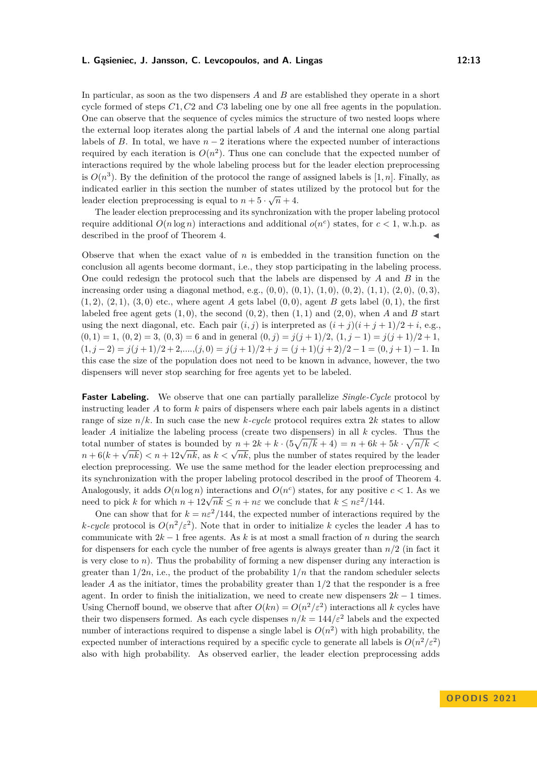In particular, as soon as the two dispensers $A$ and $B$ are established they operate in a short cycle formed of steps $C1, C2$ and $C3$ labeling one by one all free agents in the population. One can observe that the sequence of cycles mimics the structure of two nested loops where the external loop iterates along the partial labels of $A$ and the internal one along partial labels of $B$. In total, we have $n-2$ iterations where the expected number of interactions required by each iteration is $O(n^2)$. Thus one can conclude that the expected number of interactions required by the whole labeling process but for the leader election preprocessing is $O(n^3)$. By the definition of the protocol the range of assigned labels is $[1, n]$. Finally, as indicated earlier in this section the number of states utilized by the protocol but for the leader election preprocessing is equal to $n + 5 \cdot \sqrt{n} + 4$.

The leader election preprocessing and its synchronization with the proper labeling protocol require additional $O(n \log n)$ interactions and additional $o(n^c)$ states, for $c < 1$, w.h.p. as described in the proof of Theorem 4. ◀

Observe that when the exact value of $n$ is embedded in the transition function on the conclusion all agents become dormant, i.e., they stop participating in the labeling process. One could redesign the protocol such that the labels are dispensed by $A$ and $B$ in the increasing order using a diagonal method, e.g., $(0,0)$, $(0,1)$, $(1,0)$, $(0,2)$, $(1,1)$, $(2,0)$, $(0,3)$, $(1,2)$, $(2,1)$, $(3,0)$ etc., where agent $A$ gets label $(0,0)$, agent $B$ gets label $(0,1)$, the first labeled free agent gets $(1,0)$, the second $(0,2)$, then $(1,1)$ and $(2,0)$, when $A$ and $B$ start using the next diagonal, etc. Each pair $(i,j)$ is interpreted as $(i+j)(i+j+1)/2 + i$, e.g., $(0,1) = 1$, $(0,2) = 3$, $(0,3) = 6$ and in general $(0,j) = j(j+1)/2$, $(1, j-1) = j(j+1)/2 + 1$, $(1, j-2) = j(j+1)/2 + 2, \ldots, (j, 0) = j(j+1)/2 + j = (j+1)(j+2)/2 - 1 = (0, j+1) - 1$. In this case the size of the population does not need to be known in advance, however, the two dispensers will never stop searching for free agents yet to be labeled.

**Faster Labeling.** We observe that one can partially parallelize *Single-Cycle* protocol by instructing leader $A$ to form $k$ pairs of dispensers where each pair labels agents in a distinct range of size $n/k$. In such case the new *k-cycle* protocol requires extra $2k$ states to allow leader $A$ initialize the labeling process (create two dispensers) in all $k$ cycles. Thus the total number of states is bounded by $n + 2k + k \cdot (5\sqrt{n/k} + 4) = n + 6k + 5k \cdot \sqrt{n/k} < n + 6(k + \sqrt{nk}) < n + 12\sqrt{nk}$, as $k < \sqrt{nk}$, plus the number of states required by the leader election preprocessing. We use the same method for the leader election preprocessing and its synchronization with the proper labeling protocol described in the proof of Theorem 4. Analogously, it adds $O(n \log n)$ interactions and $O(n^c)$ states, for any positive $c < 1$. As we need to pick $k$ for which $n + 12\sqrt{nk} \le n + n\varepsilon$ we conclude that $k \le n\varepsilon^2/144$.

One can show that for $k = n\varepsilon^2/144$, the expected number of interactions required by the *k-cycle* protocol is $O(n^2/\varepsilon^2)$. Note that in order to initialize $k$ cycles the leader $A$ has to communicate with $2k - 1$ free agents. As $k$ is at most a small fraction of $n$ during the search for dispensers for each cycle the number of free agents is always greater than $n/2$ (in fact it is very close to $n$). Thus the probability of forming a new dispenser during any interaction is greater than $1/2n$, i.e., the product of the probability $1/n$ that the random scheduler selects leader $A$ as the initiator, times the probability greater than $1/2$ that the responder is a free agent. In order to finish the initialization, we need to create new dispensers $2k - 1$ times. Using Chernoff bound, we observe that after $O(kn) = O(n^2/\varepsilon^2)$ interactions all $k$ cycles have their two dispensers formed. As each cycle dispenses $n/k = 144/\varepsilon^2$ labels and the expected number of interactions required to dispense a single label is $O(n^2)$ with high probability, the expected number of interactions required by a specific cycle to generate all labels is $O(n^2/\varepsilon^2)$ also with high probability. As observed earlier, the leader election preprocessing adds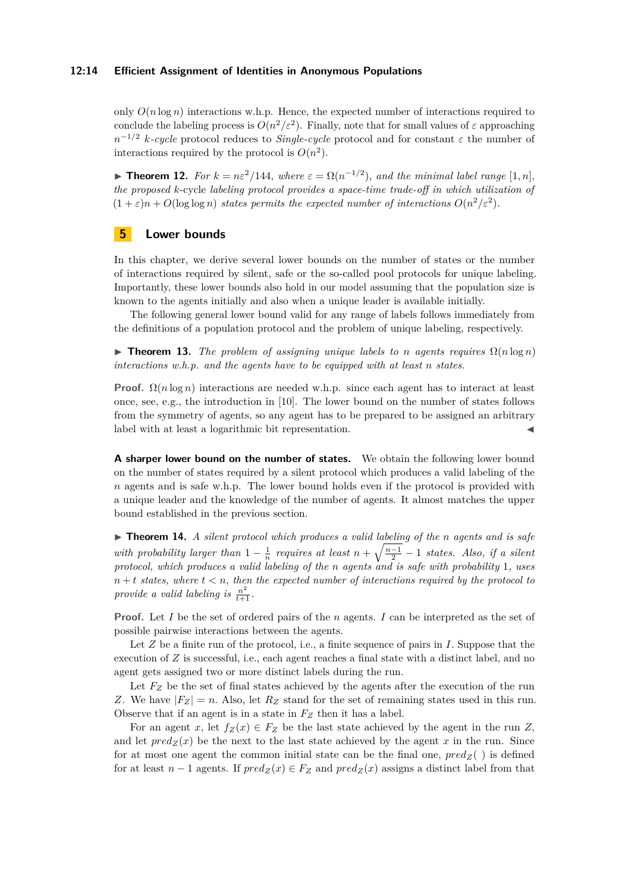only $O(n \log n)$ interactions w.h.p. Hence, the expected number of interactions required to conclude the labeling process is $O(n^2/\varepsilon^2)$. Finally, note that for small values of $\varepsilon$ approaching $n^{-1/2}$ *k-cycle* protocol reduces to *Single-cycle* protocol and for constant $\varepsilon$ the number of interactions required by the protocol is $O(n^2)$.

▶ **Theorem 12.** *For $k = n\varepsilon^2/144$, where $\varepsilon = \Omega(n^{-1/2})$, and the minimal label range $[1, n]$, the proposed k-*cycle *labeling protocol provides a space-time trade-off in which utilization of $(1+\varepsilon)n + O(\log \log n)$ states permits the expected number of interactions $O(n^2/\varepsilon^2)$.*

## 5 Lower bounds

In this chapter, we derive several lower bounds on the number of states or the number of interactions required by silent, safe or the so-called pool protocols for unique labeling. Importantly, these lower bounds also hold in our model assuming that the population size is known to the agents initially and also when a unique leader is available initially.

The following general lower bound valid for any range of labels follows immediately from the definitions of a population protocol and the problem of unique labeling, respectively.

▶ **Theorem 13.** *The problem of assigning unique labels to $n$ agents requires $\Omega(n \log n)$ interactions w.h.p. and the agents have to be equipped with at least $n$ states.*

**Proof.** $\Omega(n \log n)$ interactions are needed w.h.p. since each agent has to interact at least once, see, e.g., the introduction in [10]. The lower bound on the number of states follows from the symmetry of agents, so any agent has to be prepared to be assigned an arbitrary label with at least a logarithmic bit representation. ◀

**A sharper lower bound on the number of states.** We obtain the following lower bound on the number of states required by a silent protocol which produces a valid labeling of the $n$ agents and is safe w.h.p. The lower bound holds even if the protocol is provided with a unique leader and the knowledge of the number of agents. It almost matches the upper bound established in the previous section.

▶ **Theorem 14.** *A silent protocol which produces a valid labeling of the $n$ agents and is safe with probability larger than $1 - \frac{1}{n}$ requires at least $n + \sqrt{\frac{n-1}{2}} - 1$ states. Also, if a silent protocol, which produces a valid labeling of the $n$ agents and is safe with probability 1, uses $n + t$ states, where $t < n$, then the expected number of interactions required by the protocol to provide a valid labeling is $\frac{n^2}{t+1}$.*

**Proof.** Let $I$ be the set of ordered pairs of the $n$ agents. $I$ can be interpreted as the set of possible pairwise interactions between the agents.

Let $Z$ be a finite run of the protocol, i.e., a finite sequence of pairs in $I$. Suppose that the execution of $Z$ is successful, i.e., each agent reaches a final state with a distinct label, and no agent gets assigned two or more distinct labels during the run.

Let $F_Z$ be the set of final states achieved by the agents after the execution of the run $Z$. We have $|F_Z| = n$. Also, let $R_Z$ stand for the set of remaining states used in this run. Observe that if an agent is in a state in $F_Z$ then it has a label.

For an agent $x$, let $f_Z(x) \in F_Z$ be the last state achieved by the agent in the run $Z$, and let $pred_Z(x)$ be the next to the last state achieved by the agent $x$ in the run. Since for at most one agent the common initial state can be the final one, $pred_Z(\ )$ is defined for at least $n - 1$ agents. If $pred_Z(x) \in F_Z$ and $pred_Z(x)$ assigns a distinct label from that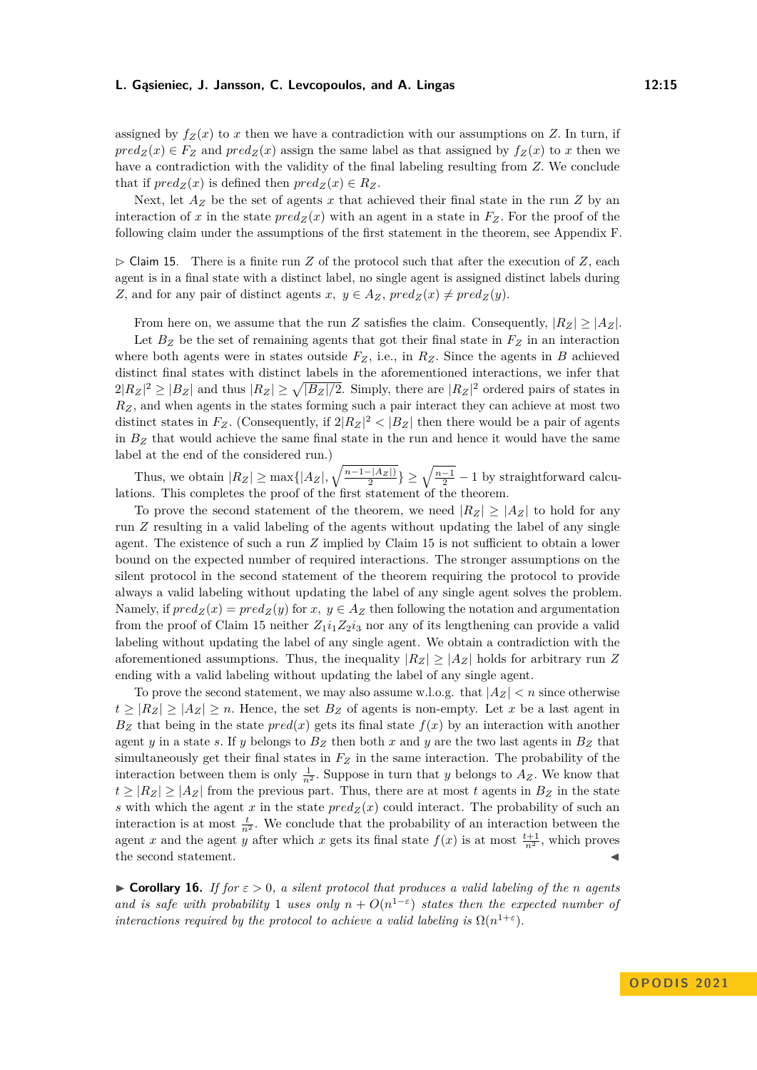assigned by $f_Z(x)$ to $x$ then we have a contradiction with our assumptions on $Z$. In turn, if $pred_Z(x) \in F_Z$ and $pred_Z(x)$ assign the same label as that assigned by $f_Z(x)$ to $x$ then we have a contradiction with the validity of the final labeling resulting from $Z$. We conclude that if $pred_Z(x)$ is defined then $pred_Z(x) \in R_Z$.

Next, let $A_Z$ be the set of agents $x$ that achieved their final state in the run $Z$ by an interaction of $x$ in the state $pred_Z(x)$ with an agent in a state in $F_Z$. For the proof of the following claim under the assumptions of the first statement in the theorem, see Appendix F.

▷ Claim 15. There is a finite run $Z$ of the protocol such that after the execution of $Z$, each agent is in a final state with a distinct label, no single agent is assigned distinct labels during $Z$, and for any pair of distinct agents $x, y \in A_Z$, $pred_Z(x) \neq pred_Z(y)$.

From here on, we assume that the run $Z$ satisfies the claim. Consequently, $|R_Z| \geq |A_Z|$.

Let $B_Z$ be the set of remaining agents that got their final state in $F_Z$ in an interaction where both agents were in states outside $F_Z$, i.e., in $R_Z$. Since the agents in $B$ achieved distinct final states with distinct labels in the aforementioned interactions, we infer that $2|R_Z|^2 \geq |B_Z|$ and thus $|R_Z| \geq \sqrt{|B_Z|/2}$. Simply, there are $|R_Z|^2$ ordered pairs of states in $R_Z$, and when agents in the states forming such a pair interact they can achieve at most two distinct states in $F_Z$. (Consequently, if $2|R_Z|^2 < |B_Z|$ then there would be a pair of agents in $B_Z$ that would achieve the same final state in the run and hence it would have the same label at the end of the considered run.)

Thus, we obtain $|R_Z| \geq \max\{|A_Z|, \sqrt{\frac{n-1-|A_Z|)}{2}}\} \geq \sqrt{\frac{n-1}{2}} - 1$ by straightforward calculations. This completes the proof of the first statement of the theorem.

To prove the second statement of the theorem, we need $|R_Z| \geq |A_Z|$ to hold for any run $Z$ resulting in a valid labeling of the agents without updating the label of any single agent. The existence of such a run $Z$ implied by Claim 15 is not sufficient to obtain a lower bound on the expected number of required interactions. The stronger assumptions on the silent protocol in the second statement of the theorem requiring the protocol to provide always a valid labeling without updating the label of any single agent solves the problem. Namely, if $pred_Z(x) = pred_Z(y)$ for $x, y \in A_Z$ then following the notation and argumentation from the proof of Claim 15 neither $Z_1 i_1 Z_2 i_3$ nor any of its lengthening can provide a valid labeling without updating the label of any single agent. We obtain a contradiction with the aforementioned assumptions. Thus, the inequality $|R_Z| \geq |A_Z|$ holds for arbitrary run $Z$ ending with a valid labeling without updating the label of any single agent.

To prove the second statement, we may also assume w.l.o.g. that $|A_Z| < n$ since otherwise $t \geq |R_Z| \geq |A_Z| \geq n$. Hence, the set $B_Z$ of agents is non-empty. Let $x$ be a last agent in $B_Z$ that being in the state $pred(x)$ gets its final state $f(x)$ by an interaction with another agent $y$ in a state $s$. If $y$ belongs to $B_Z$ then both $x$ and $y$ are the two last agents in $B_Z$ that simultaneously get their final states in $F_Z$ in the same interaction. The probability of the interaction between them is only $\frac{1}{n^2}$. Suppose in turn that $y$ belongs to $A_Z$. We know that $t \geq |R_Z| \geq |A_Z|$ from the previous part. Thus, there are at most $t$ agents in $B_Z$ in the state $s$ with which the agent $x$ in the state $pred_Z(x)$ could interact. The probability of such an interaction is at most $\frac{t}{n^2}$. We conclude that the probability of an interaction between the agent $x$ and the agent $y$ after which $x$ gets its final state $f(x)$ is at most $\frac{t+1}{n^2}$, which proves the second statement. ◀

▶ **Corollary 16.** *If for $\varepsilon > 0$, a silent protocol that produces a valid labeling of the $n$ agents and is safe with probability 1 uses only $n + O(n^{1-\varepsilon})$ states then the expected number of interactions required by the protocol to achieve a valid labeling is $\Omega(n^{1+\varepsilon})$.*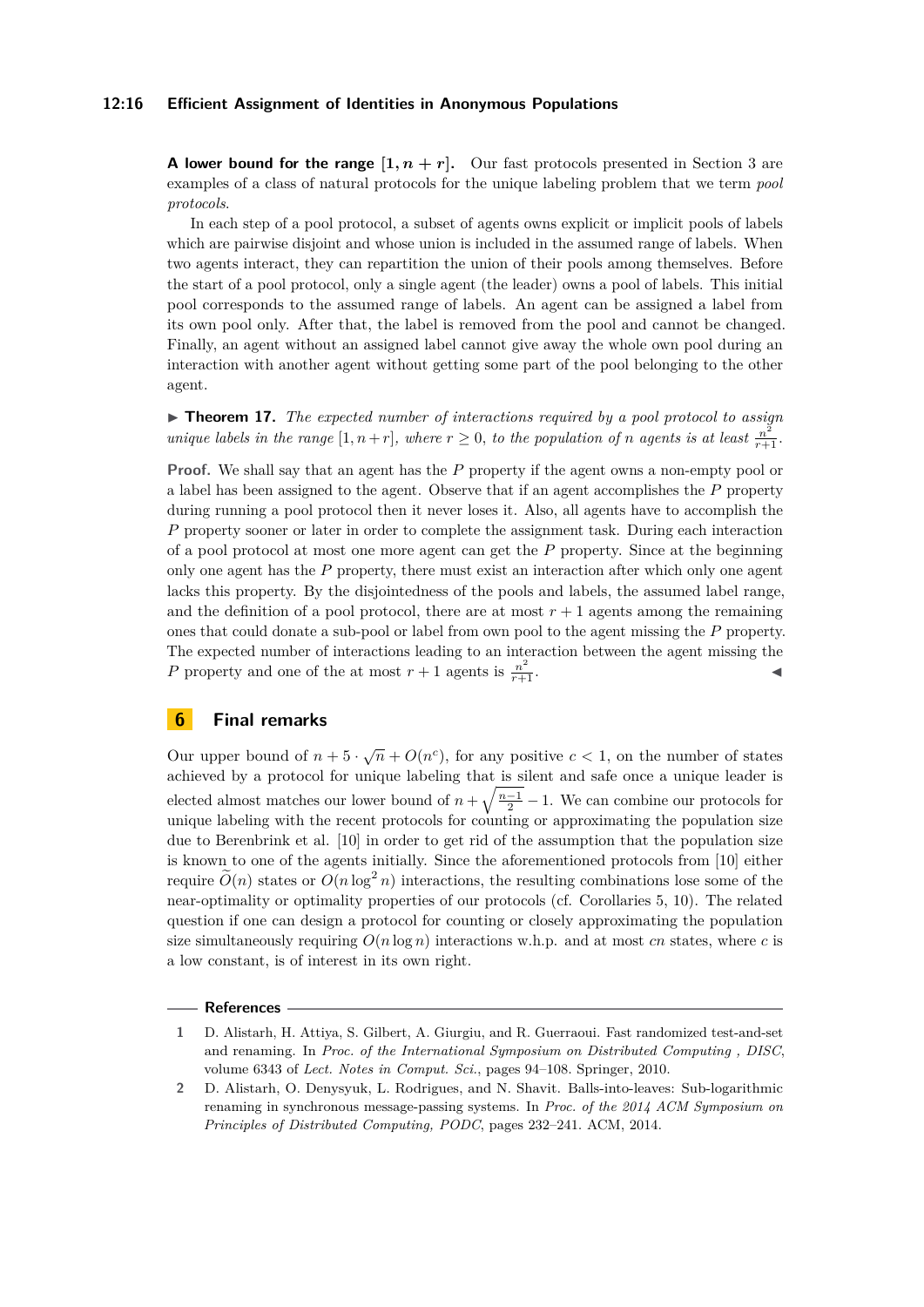**A lower bound for the range $[1, n + r]$.** Our fast protocols presented in Section 3 are examples of a class of natural protocols for the unique labeling problem that we term *pool protocols*.

In each step of a pool protocol, a subset of agents owns explicit or implicit pools of labels which are pairwise disjoint and whose union is included in the assumed range of labels. When two agents interact, they can repartition the union of their pools among themselves. Before the start of a pool protocol, only a single agent (the leader) owns a pool of labels. This initial pool corresponds to the assumed range of labels. An agent can be assigned a label from its own pool only. After that, the label is removed from the pool and cannot be changed. Finally, an agent without an assigned label cannot give away the whole own pool during an interaction with another agent without getting some part of the pool belonging to the other agent.

▶ **Theorem 17.** *The expected number of interactions required by a pool protocol to assign unique labels in the range $[1, n+r]$, where $r \geq 0$, to the population of $n$ agents is at least $\frac{n^2}{r+1}$.*

**Proof.** We shall say that an agent has the $P$ property if the agent owns a non-empty pool or a label has been assigned to the agent. Observe that if an agent accomplishes the $P$ property during running a pool protocol then it never loses it. Also, all agents have to accomplish the $P$ property sooner or later in order to complete the assignment task. During each interaction of a pool protocol at most one more agent can get the $P$ property. Since at the beginning only one agent has the $P$ property, there must exist an interaction after which only one agent lacks this property. By the disjointedness of the pools and labels, the assumed label range, and the definition of a pool protocol, there are at most $r + 1$ agents among the remaining ones that could donate a sub-pool or label from own pool to the agent missing the $P$ property. The expected number of interactions leading to an interaction between the agent missing the $P$ property and one of the at most $r + 1$ agents is $\frac{n^2}{r+1}$. ◀

## 6 Final remarks

Our upper bound of $n + 5 \cdot \sqrt{n} + O(n^c)$, for any positive $c < 1$, on the number of states achieved by a protocol for unique labeling that is silent and safe once a unique leader is elected almost matches our lower bound of $n + \sqrt{\frac{n-1}{2}} - 1$. We can combine our protocols for unique labeling with the recent protocols for counting or approximating the population size due to Berenbrink et al. [10] in order to get rid of the assumption that the population size is known to one of the agents initially. Since the aforementioned protocols from [10] either require $\widetilde{O}(n)$ states or $O(n \log^2 n)$ interactions, the resulting combinations lose some of the near-optimality or optimality properties of our protocols (cf. Corollaries 5, 10). The related question if one can design a protocol for counting or closely approximating the population size simultaneously requiring $O(n \log n)$ interactions w.h.p. and at most $cn$ states, where $c$ is a low constant, is of interest in its own right.

## References

1. D. Alistarh, H. Attiya, S. Gilbert, A. Giurgiu, and R. Guerraoui. Fast randomized test-and-set and renaming. In *Proc. of the International Symposium on Distributed Computing , DISC*, volume 6343 of *Lect. Notes in Comput. Sci.*, pages 94–108. Springer, 2010.
2. D. Alistarh, O. Denysyuk, L. Rodrigues, and N. Shavit. Balls-into-leaves: Sub-logarithmic renaming in synchronous message-passing systems. In *Proc. of the 2014 ACM Symposium on Principles of Distributed Computing, PODC*, pages 232–241. ACM, 2014.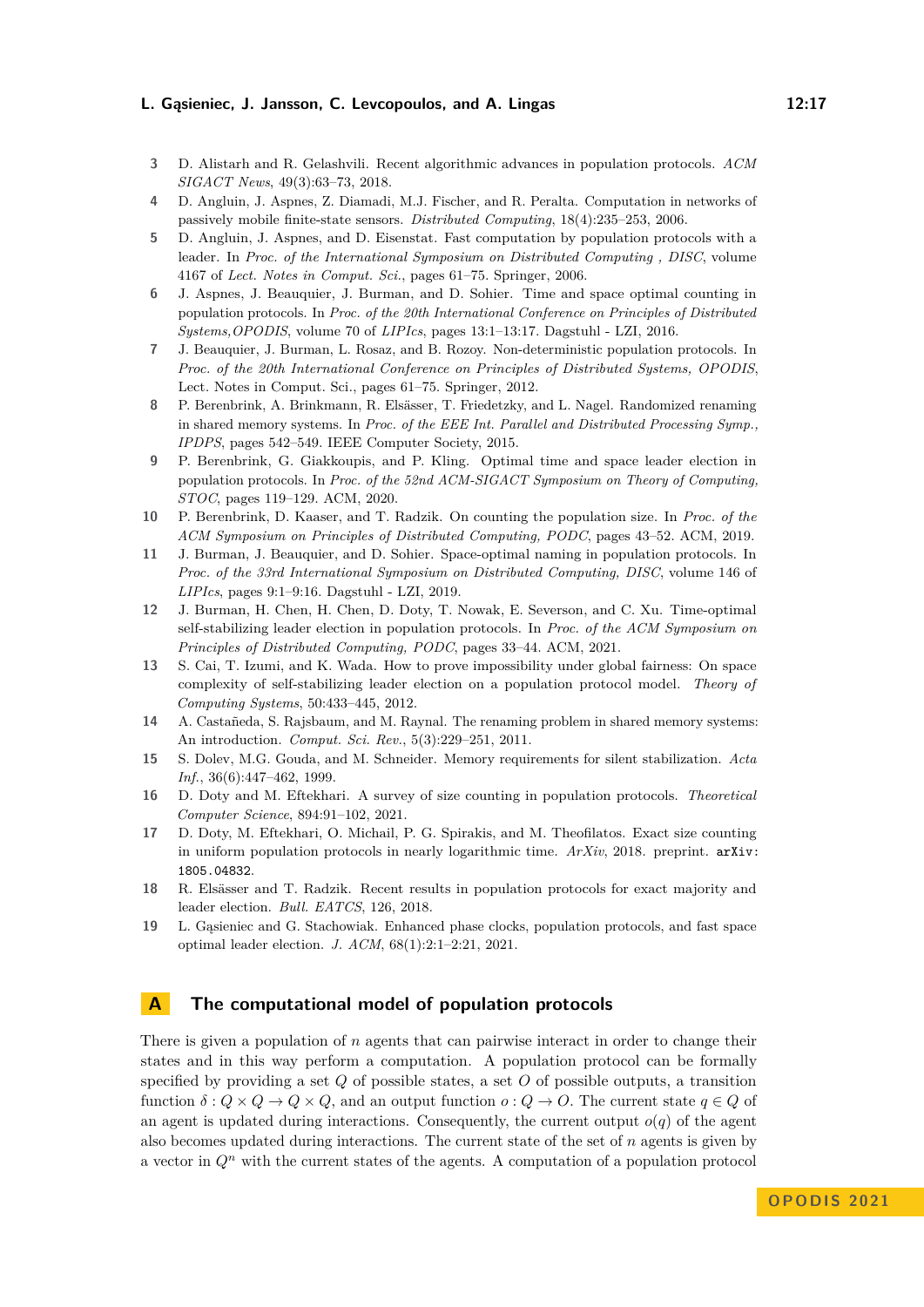3 D. Alistarh and R. Gelashvili. Recent algorithmic advances in population protocols. *ACM SIGACT News*, 49(3):63–73, 2018.

4 D. Angluin, J. Aspnes, Z. Diamadi, M.J. Fischer, and R. Peralta. Computation in networks of passively mobile finite-state sensors. *Distributed Computing*, 18(4):235–253, 2006.

5 D. Angluin, J. Aspnes, and D. Eisenstat. Fast computation by population protocols with a leader. In *Proc. of the International Symposium on Distributed Computing , DISC*, volume 4167 of *Lect. Notes in Comput. Sci.*, pages 61–75. Springer, 2006.

6 J. Aspnes, J. Beauquier, J. Burman, and D. Sohier. Time and space optimal counting in population protocols. In *Proc. of the 20th International Conference on Principles of Distributed Systems,OPODIS*, volume 70 of *LIPIcs*, pages 13:1–13:17. Dagstuhl - LZI, 2016.

7 J. Beauquier, J. Burman, L. Rosaz, and B. Rozoy. Non-deterministic population protocols. In *Proc. of the 20th International Conference on Principles of Distributed Systems, OPODIS*, Lect. Notes in Comput. Sci., pages 61–75. Springer, 2012.

8 P. Berenbrink, A. Brinkmann, R. Elsässer, T. Friedetzky, and L. Nagel. Randomized renaming in shared memory systems. In *Proc. of the EEE Int. Parallel and Distributed Processing Symp., IPDPS*, pages 542–549. IEEE Computer Society, 2015.

9 P. Berenbrink, G. Giakkoupis, and P. Kling. Optimal time and space leader election in population protocols. In *Proc. of the 52nd ACM-SIGACT Symposium on Theory of Computing, STOC*, pages 119–129. ACM, 2020.

10 P. Berenbrink, D. Kaaser, and T. Radzik. On counting the population size. In *Proc. of the ACM Symposium on Principles of Distributed Computing, PODC*, pages 43–52. ACM, 2019.

11 J. Burman, J. Beauquier, and D. Sohier. Space-optimal naming in population protocols. In *Proc. of the 33rd International Symposium on Distributed Computing, DISC*, volume 146 of *LIPIcs*, pages 9:1–9:16. Dagstuhl - LZI, 2019.

12 J. Burman, H. Chen, H. Chen, D. Doty, T. Nowak, E. Severson, and C. Xu. Time-optimal self-stabilizing leader election in population protocols. In *Proc. of the ACM Symposium on Principles of Distributed Computing, PODC*, pages 33–44. ACM, 2021.

13 S. Cai, T. Izumi, and K. Wada. How to prove impossibility under global fairness: On space complexity of self-stabilizing leader election on a population protocol model. *Theory of Computing Systems*, 50:433–445, 2012.

14 A. Castañeda, S. Rajsbaum, and M. Raynal. The renaming problem in shared memory systems: An introduction. *Comput. Sci. Rev.*, 5(3):229–251, 2011.

15 S. Dolev, M.G. Gouda, and M. Schneider. Memory requirements for silent stabilization. *Acta Inf.*, 36(6):447–462, 1999.

16 D. Doty and M. Eftekhari. A survey of size counting in population protocols. *Theoretical Computer Science*, 894:91–102, 2021.

17 D. Doty, M. Eftekhari, O. Michail, P. G. Spirakis, and M. Theofilatos. Exact size counting in uniform population protocols in nearly logarithmic time. *ArXiv*, 2018. preprint. arXiv:1805.04832.

18 R. Elsässer and T. Radzik. Recent results in population protocols for exact majority and leader election. *Bull. EATCS*, 126, 2018.

19 L. Gąsieniec and G. Stachowiak. Enhanced phase clocks, population protocols, and fast space optimal leader election. *J. ACM*, 68(1):2:1–2:21, 2021.

## A The computational model of population protocols

There is given a population of $n$ agents that can pairwise interact in order to change their states and in this way perform a computation. A population protocol can be formally specified by providing a set $Q$ of possible states, a set $O$ of possible outputs, a transition function $\delta : Q \times Q \to Q \times Q$, and an output function $o : Q \to O$. The current state $q \in Q$ of an agent is updated during interactions. Consequently, the current output $o(q)$ of the agent also becomes updated during interactions. The current state of the set of $n$ agents is given by a vector in $Q^n$ with the current states of the agents. A computation of a population protocol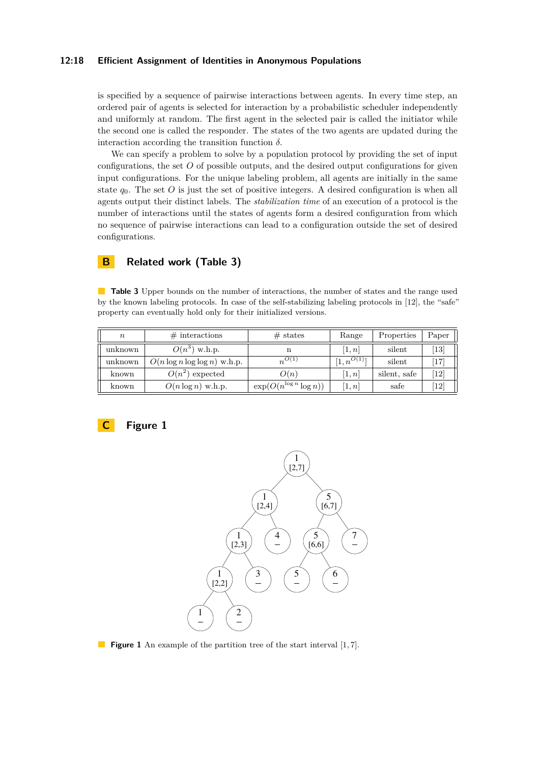is specified by a sequence of pairwise interactions between agents. In every time step, an ordered pair of agents is selected for interaction by a probabilistic scheduler independently and uniformly at random. The first agent in the selected pair is called the initiator while the second one is called the responder. The states of the two agents are updated during the interaction according the transition function $\delta$.

We can specify a problem to solve by a population protocol by providing the set of input configurations, the set $O$ of possible outputs, and the desired output configurations for given input configurations. For the unique labeling problem, all agents are initially in the same state $q_0$. The set $O$ is just the set of positive integers. A desired configuration is when all agents output their distinct labels. The *stabilization time* of an execution of a protocol is the number of interactions until the states of agents form a desired configuration from which no sequence of pairwise interactions can lead to a configuration outside the set of desired configurations.

# B Related work (Table 3)

**Table 3** Upper bounds on the number of interactions, the number of states and the range used by the known labeling protocols. In case of the self-stabilizing labeling protocols in [12], the "safe" property can eventually hold only for their initialized versions.

| $n$ | # interactions | # states | Range | Properties | Paper |
|---|---|---|---|---|---|
| unknown | $O(n^3)$ w.h.p. | n | $[1, n]$ | silent | [13] |
| unknown | $O(n \log n \log \log n)$ w.h.p. | $n^{O(1)}$ | $[1, n^{O(1)}]$ | silent | [17] |
| known | $O(n^2)$ expected | $O(n)$ | $[1, n]$ | silent, safe | [12] |
| known | $O(n \log n)$ w.h.p. | $\exp(O(n^{\log n} \log n))$ | $[1, n]$ | safe | [12] |

# C Figure 1

**Figure 1** An example of the partition tree of the start interval $[1, 7]$.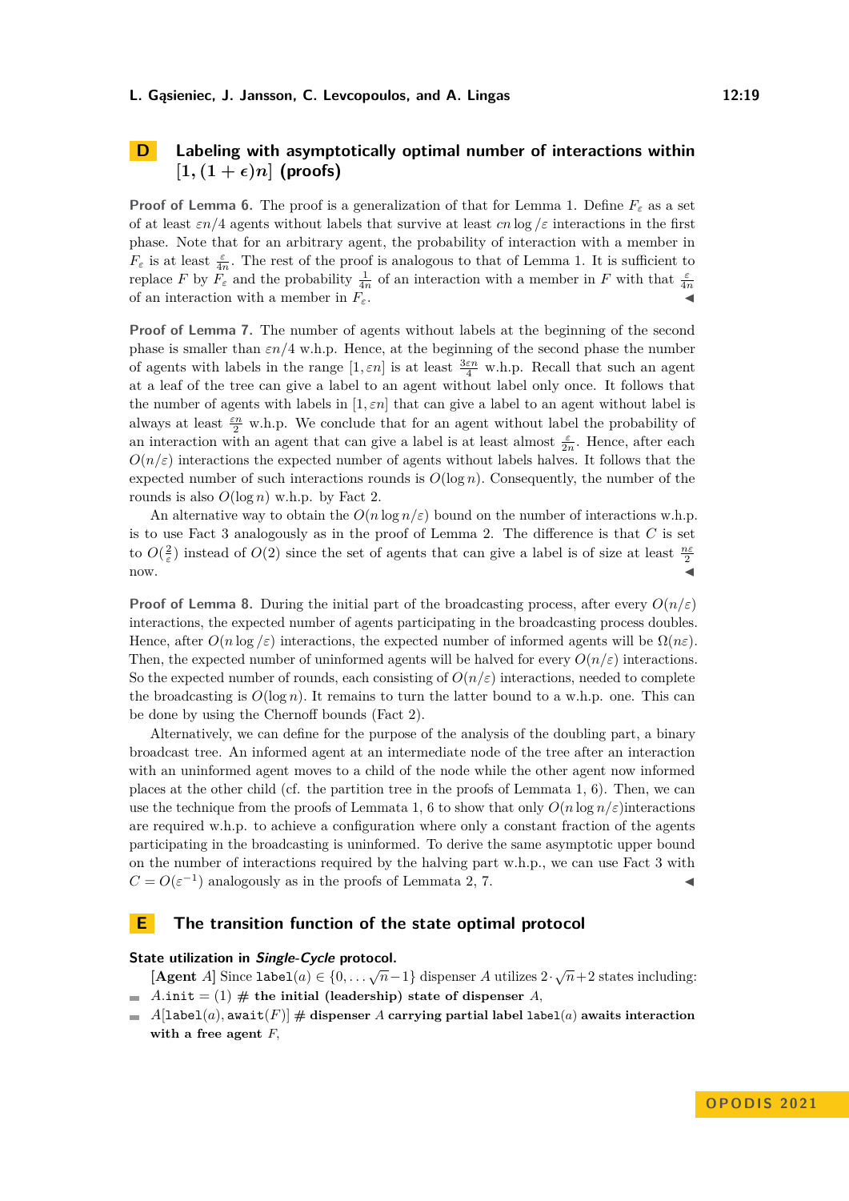## D Labeling with asymptotically optimal number of interactions within $[1, (1+\epsilon)n]$ (proofs)

**Proof of Lemma 6.** The proof is a generalization of that for Lemma 1. Define $F_\varepsilon$ as a set of at least $\varepsilon n/4$ agents without labels that survive at least $cn\log/\varepsilon$ interactions in the first phase. Note that for an arbitrary agent, the probability of interaction with a member in $F_\varepsilon$ is at least $\frac{\varepsilon}{4n}$. The rest of the proof is analogous to that of Lemma 1. It is sufficient to replace $F$ by $F_\varepsilon$ and the probability $\frac{1}{4n}$ of an interaction with a member in $F$ with that $\frac{\varepsilon}{4n}$ of an interaction with a member in $F_\varepsilon$. ◀

**Proof of Lemma 7.** The number of agents without labels at the beginning of the second phase is smaller than $\varepsilon n/4$ w.h.p. Hence, at the beginning of the second phase the number of agents with labels in the range $[1, \varepsilon n]$ is at least $\frac{3\varepsilon n}{4}$ w.h.p. Recall that such an agent at a leaf of the tree can give a label to an agent without label only once. It follows that the number of agents with labels in $[1, \varepsilon n]$ that can give a label to an agent without label is always at least $\frac{\varepsilon n}{2}$ w.h.p. We conclude that for an agent without label the probability of an interaction with an agent that can give a label is at least almost $\frac{\varepsilon}{2n}$. Hence, after each $O(n/\varepsilon)$ interactions the expected number of agents without labels halves. It follows that the expected number of such interactions rounds is $O(\log n)$. Consequently, the number of the rounds is also $O(\log n)$ w.h.p. by Fact 2.

An alternative way to obtain the $O(n \log n/\varepsilon)$ bound on the number of interactions w.h.p. is to use Fact 3 analogously as in the proof of Lemma 2. The difference is that $C$ is set to $O(\frac{2}{\varepsilon})$ instead of $O(2)$ since the set of agents that can give a label is of size at least $\frac{n\varepsilon}{2}$ now. ◀

**Proof of Lemma 8.** During the initial part of the broadcasting process, after every $O(n/\varepsilon)$ interactions, the expected number of agents participating in the broadcasting process doubles. Hence, after $O(n\log/\varepsilon)$ interactions, the expected number of informed agents will be $\Omega(n\varepsilon)$. Then, the expected number of uninformed agents will be halved for every $O(n/\varepsilon)$ interactions. So the expected number of rounds, each consisting of $O(n/\varepsilon)$ interactions, needed to complete the broadcasting is $O(\log n)$. It remains to turn the latter bound to a w.h.p. one. This can be done by using the Chernoff bounds (Fact 2).

Alternatively, we can define for the purpose of the analysis of the doubling part, a binary broadcast tree. An informed agent at an intermediate node of the tree after an interaction with an uninformed agent moves to a child of the node while the other agent now informed places at the other child (cf. the partition tree in the proofs of Lemmata 1, 6). Then, we can use the technique from the proofs of Lemmata 1, 6 to show that only $O(n \log n/\varepsilon)$interactions are required w.h.p. to achieve a configuration where only a constant fraction of the agents participating in the broadcasting is uninformed. To derive the same asymptotic upper bound on the number of interactions required by the halving part w.h.p., we can use Fact 3 with $C = O(\varepsilon^{-1})$ analogously as in the proofs of Lemmata 2, 7. ◀

## E The transition function of the state optimal protocol

**State utilization in *Single-Cycle* protocol.**

[**Agent** $A$] Since $\texttt{label}(a) \in \{0, \ldots \sqrt{n}-1\}$ dispenser $A$ utilizes $2\cdot\sqrt{n}+2$ states including:

- $A.\texttt{init} = (1)$ # **the initial (leadership) state of dispenser** $A$,
- $A[\texttt{label}(a), \texttt{await}(F)]$ # **dispenser** $A$ **carrying partial label** $\texttt{label}(a)$ **awaits interaction with a free agent** $F$,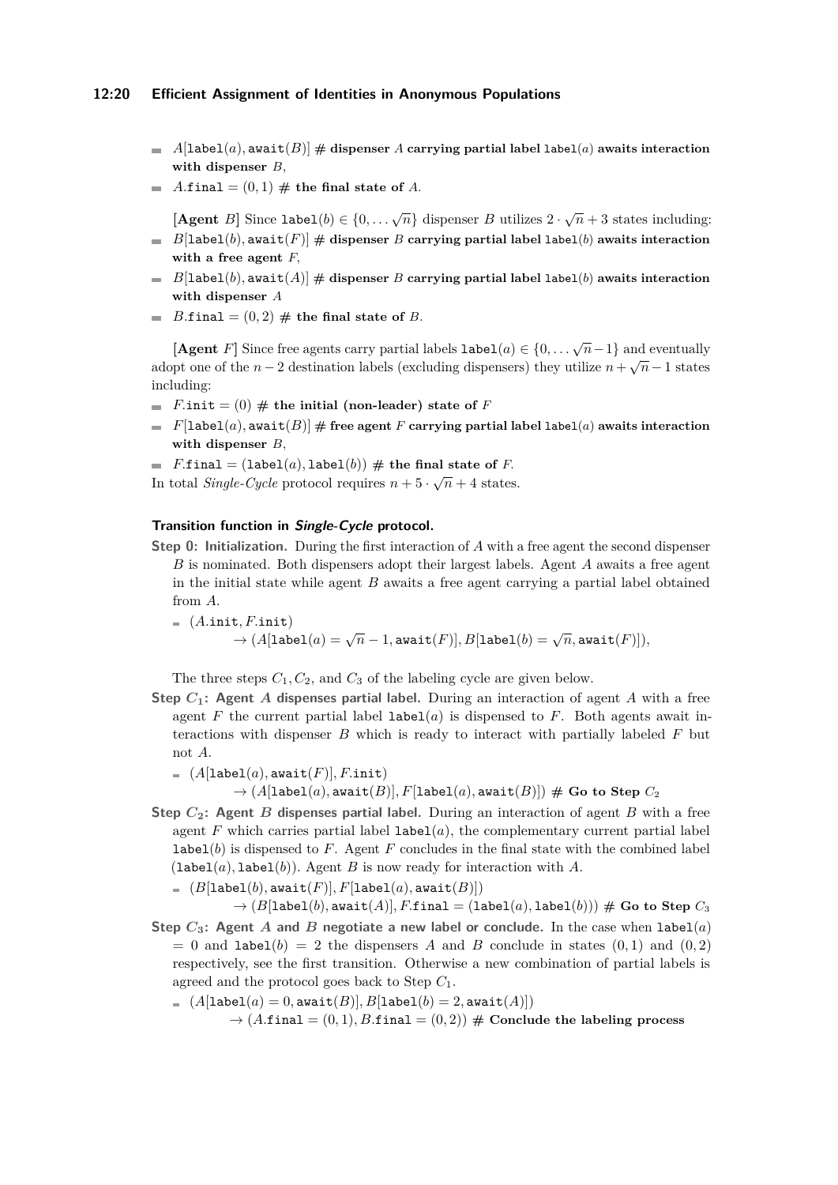- $A[\texttt{label}(a), \texttt{await}(B)]$ **# dispenser $A$ carrying partial label $\texttt{label}(a)$ awaits interaction with dispenser $B$,**
- $A.\texttt{final} = (0, 1)$ **# the final state of $A$.**

**[Agent $B$]** Since $\texttt{label}(b) \in \{0, \ldots \sqrt{n}\}$ dispenser $B$ utilizes $2 \cdot \sqrt{n} + 3$ states including:

- $B[\texttt{label}(b), \texttt{await}(F)]$ **# dispenser $B$ carrying partial label $\texttt{label}(b)$ awaits interaction with a free agent $F$,**
- $B[\texttt{label}(b), \texttt{await}(A)]$ **# dispenser $B$ carrying partial label $\texttt{label}(b)$ awaits interaction with dispenser $A$**
- $B.\texttt{final} = (0, 2)$ **# the final state of $B$.**

**[Agent $F$]** Since free agents carry partial labels $\texttt{label}(a) \in \{0, \ldots \sqrt{n} - 1\}$ and eventually adopt one of the $n - 2$ destination labels (excluding dispensers) they utilize $n + \sqrt{n} - 1$ states including:

- $F.\texttt{init} = (0)$ **# the initial (non-leader) state of $F$**
- $F[\texttt{label}(a), \texttt{await}(B)]$ **# free agent $F$ carrying partial label $\texttt{label}(a)$ awaits interaction with dispenser $B$,**
- $F.\texttt{final} = (\texttt{label}(a), \texttt{label}(b))$ **# the final state of $F$.**

In total *Single-Cycle* protocol requires $n + 5 \cdot \sqrt{n} + 4$ states.

#### Transition function in *Single-Cycle* protocol.

**Step 0: Initialization.** During the first interaction of $A$ with a free agent the second dispenser $B$ is nominated. Both dispensers adopt their largest labels. Agent $A$ awaits a free agent in the initial state while agent $B$ awaits a free agent carrying a partial label obtained from $A$.

- $(A.\texttt{init}, F.\texttt{init})$
  $\rightarrow (A[\texttt{label}(a) = \sqrt{n} - 1, \texttt{await}(F)], B[\texttt{label}(b) = \sqrt{n}, \texttt{await}(F)])$,

The three steps $C_1, C_2$, and $C_3$ of the labeling cycle are given below.

**Step $C_1$: Agent $A$ dispenses partial label.** During an interaction of agent $A$ with a free agent $F$ the current partial label $\texttt{label}(a)$ is dispensed to $F$. Both agents await interactions with dispenser $B$ which is ready to interact with partially labeled $F$ but not $A$.

- $(A[\texttt{label}(a), \texttt{await}(F)], F.\texttt{init})$
  $\rightarrow (A[\texttt{label}(a), \texttt{await}(B)], F[\texttt{label}(a), \texttt{await}(B)])$ **# Go to Step $C_2$**

**Step $C_2$: Agent $B$ dispenses partial label.** During an interaction of agent $B$ with a free agent $F$ which carries partial label $\texttt{label}(a)$, the complementary current partial label $\texttt{label}(b)$ is dispensed to $F$. Agent $F$ concludes in the final state with the combined label $(\texttt{label}(a), \texttt{label}(b))$. Agent $B$ is now ready for interaction with $A$.

- $(B[\texttt{label}(b), \texttt{await}(F)], F[\texttt{label}(a), \texttt{await}(B)])$
  $\rightarrow (B[\texttt{label}(b), \texttt{await}(A)], F.\texttt{final} = (\texttt{label}(a), \texttt{label}(b)))$ **# Go to Step $C_3$**

**Step $C_3$: Agent $A$ and $B$ negotiate a new label or conclude.** In the case when $\texttt{label}(a) = 0$ and $\texttt{label}(b) = 2$ the dispensers $A$ and $B$ conclude in states $(0, 1)$ and $(0, 2)$ respectively, see the first transition. Otherwise a new combination of partial labels is agreed and the protocol goes back to Step $C_1$.

- $(A[\texttt{label}(a) = 0, \texttt{await}(B)], B[\texttt{label}(b) = 2, \texttt{await}(A)])$
  $\rightarrow (A.\texttt{final} = (0, 1), B.\texttt{final} = (0, 2))$ **# Conclude the labeling process**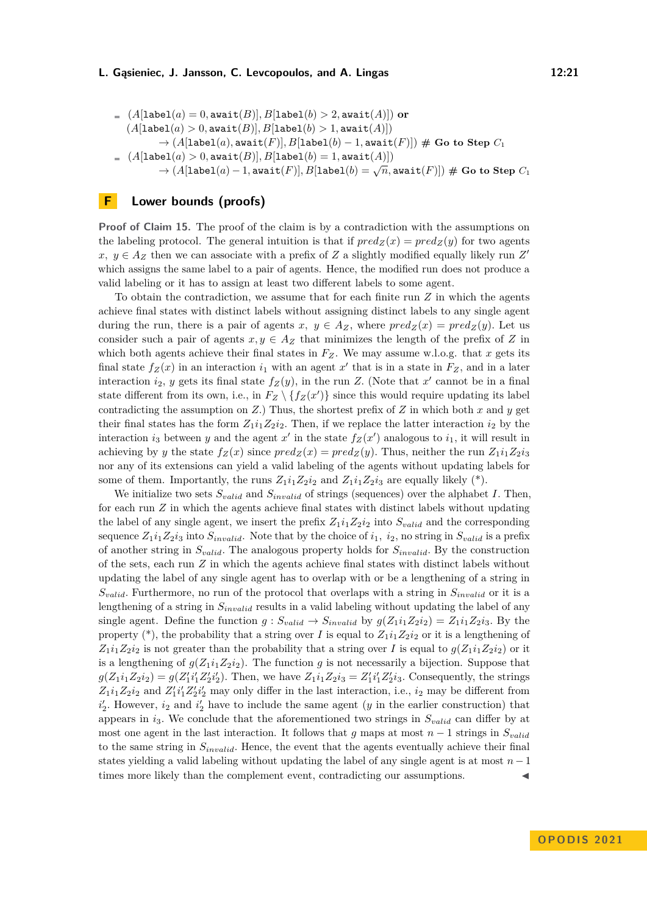- $(A[\texttt{label}(a)=0,\texttt{await}(B)], B[\texttt{label}(b)>2,\texttt{await}(A)])$ **or** $(A[\texttt{label}(a)>0,\texttt{await}(B)], B[\texttt{label}(b)>1,\texttt{await}(A)])$
  $\rightarrow (A[\texttt{label}(a),\texttt{await}(F)], B[\texttt{label}(b)-1,\texttt{await}(F)])$ # **Go to Step** $C_1$
- $(A[\texttt{label}(a)>0,\texttt{await}(B)], B[\texttt{label}(b)=1,\texttt{await}(A)])$
  $\rightarrow (A[\texttt{label}(a)-1,\texttt{await}(F)], B[\texttt{label}(b)=\sqrt{n},\texttt{await}(F)])$ # **Go to Step** $C_1$

# F Lower bounds (proofs)

**Proof of Claim 15.** The proof of the claim is by a contradiction with the assumptions on the labeling protocol. The general intuition is that if $pred_Z(x)=pred_Z(y)$ for two agents $x,\ y\in A_Z$ then we can associate with a prefix of $Z$ a slightly modified equally likely run $Z'$ which assigns the same label to a pair of agents. Hence, the modified run does not produce a valid labeling or it has to assign at least two different labels to some agent.

To obtain the contradiction, we assume that for each finite run $Z$ in which the agents achieve final states with distinct labels without assigning distinct labels to any single agent during the run, there is a pair of agents $x,\ y\in A_Z$, where $pred_Z(x)=pred_Z(y)$. Let us consider such a pair of agents $x,y\in A_Z$ that minimizes the length of the prefix of $Z$ in which both agents achieve their final states in $F_Z$. We may assume w.l.o.g. that $x$ gets its final state $f_Z(x)$ in an interaction $i_1$ with an agent $x'$ that is in a state in $F_Z$, and in a later interaction $i_2$, $y$ gets its final state $f_Z(y)$, in the run $Z$. (Note that $x'$ cannot be in a final state different from its own, i.e., in $F_Z\setminus\{f_Z(x')\}$ since this would require updating its label contradicting the assumption on $Z$.) Thus, the shortest prefix of $Z$ in which both $x$ and $y$ get their final states has the form $Z_1i_1Z_2i_2$. Then, if we replace the latter interaction $i_2$ by the interaction $i_3$ between $y$ and the agent $x'$ in the state $f_Z(x')$ analogous to $i_1$, it will result in achieving by $y$ the state $f_Z(x)$ since $pred_Z(x)=pred_Z(y)$. Thus, neither the run $Z_1i_1Z_2i_3$ nor any of its extensions can yield a valid labeling of the agents without updating labels for some of them. Importantly, the runs $Z_1i_1Z_2i_2$ and $Z_1i_1Z_2i_3$ are equally likely (\*).

We initialize two sets $S_{valid}$ and $S_{invalid}$ of strings (sequences) over the alphabet $I$. Then, for each run $Z$ in which the agents achieve final states with distinct labels without updating the label of any single agent, we insert the prefix $Z_1i_1Z_2i_2$ into $S_{valid}$ and the corresponding sequence $Z_1i_1Z_2i_3$ into $S_{invalid}$. Note that by the choice of $i_1,\ i_2$, no string in $S_{valid}$ is a prefix of another string in $S_{valid}$. The analogous property holds for $S_{invalid}$. By the construction of the sets, each run $Z$ in which the agents achieve final states with distinct labels without updating the label of any single agent has to overlap with or be a lengthening of a string in $S_{valid}$. Furthermore, no run of the protocol that overlaps with a string in $S_{invalid}$ or it is a lengthening of a string in $S_{invalid}$ results in a valid labeling without updating the label of any single agent. Define the function $g:S_{valid}\rightarrow S_{invalid}$ by $g(Z_1i_1Z_2i_2)=Z_1i_1Z_2i_3$. By the property (\*), the probability that a string over $I$ is equal to $Z_1i_1Z_2i_2$ or it is a lengthening of $Z_1i_1Z_2i_2$ is not greater than the probability that a string over $I$ is equal to $g(Z_1i_1Z_2i_2)$ or it is a lengthening of $g(Z_1i_1Z_2i_2)$. The function $g$ is not necessarily a bijection. Suppose that $g(Z_1i_1Z_2i_2)=g(Z_1'i_1'Z_2'i_2')$. Then, we have $Z_1i_1Z_2i_3=Z_1'i_1'Z_2'i_3$. Consequently, the strings $Z_1i_1Z_2i_2$ and $Z_1'i_1'Z_2'i_2'$ may only differ in the last interaction, i.e., $i_2$ may be different from $i_2'$. However, $i_2$ and $i_2'$ have to include the same agent ($y$ in the earlier construction) that appears in $i_3$. We conclude that the aforementioned two strings in $S_{valid}$ can differ by at most one agent in the last interaction. It follows that $g$ maps at most $n-1$ strings in $S_{valid}$ to the same string in $S_{invalid}$. Hence, the event that the agents eventually achieve their final states yielding a valid labeling without updating the label of any single agent is at most $n-1$ times more likely than the complement event, contradicting our assumptions. ◀